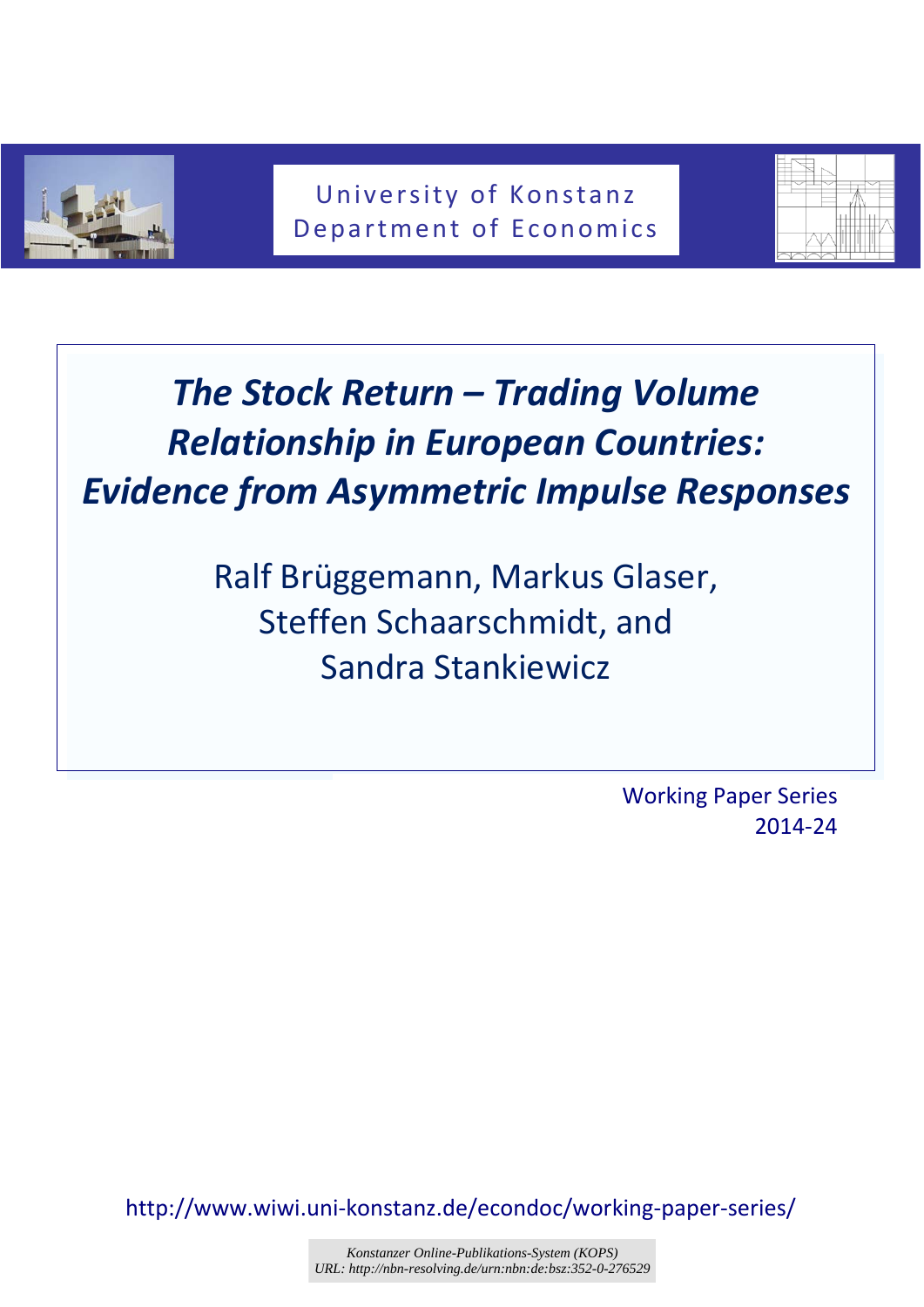University of Konstanz
Department of Economics

# *The Stock Return – Trading Volume Relationship in European Countries: Evidence from Asymmetric Impulse Responses*

Ralf Brüggemann, Markus Glaser,
Steffen Schaarschmidt, and
Sandra Stankiewicz

Working Paper Series
2014-24

http://www.wiwi.uni-konstanz.de/econdoc/working-paper-series/

Konstanzer Online-Publikations-System (KOPS)
URL: http://nbn-resolving.de/urn:nbn:de:bsz:352-0-276529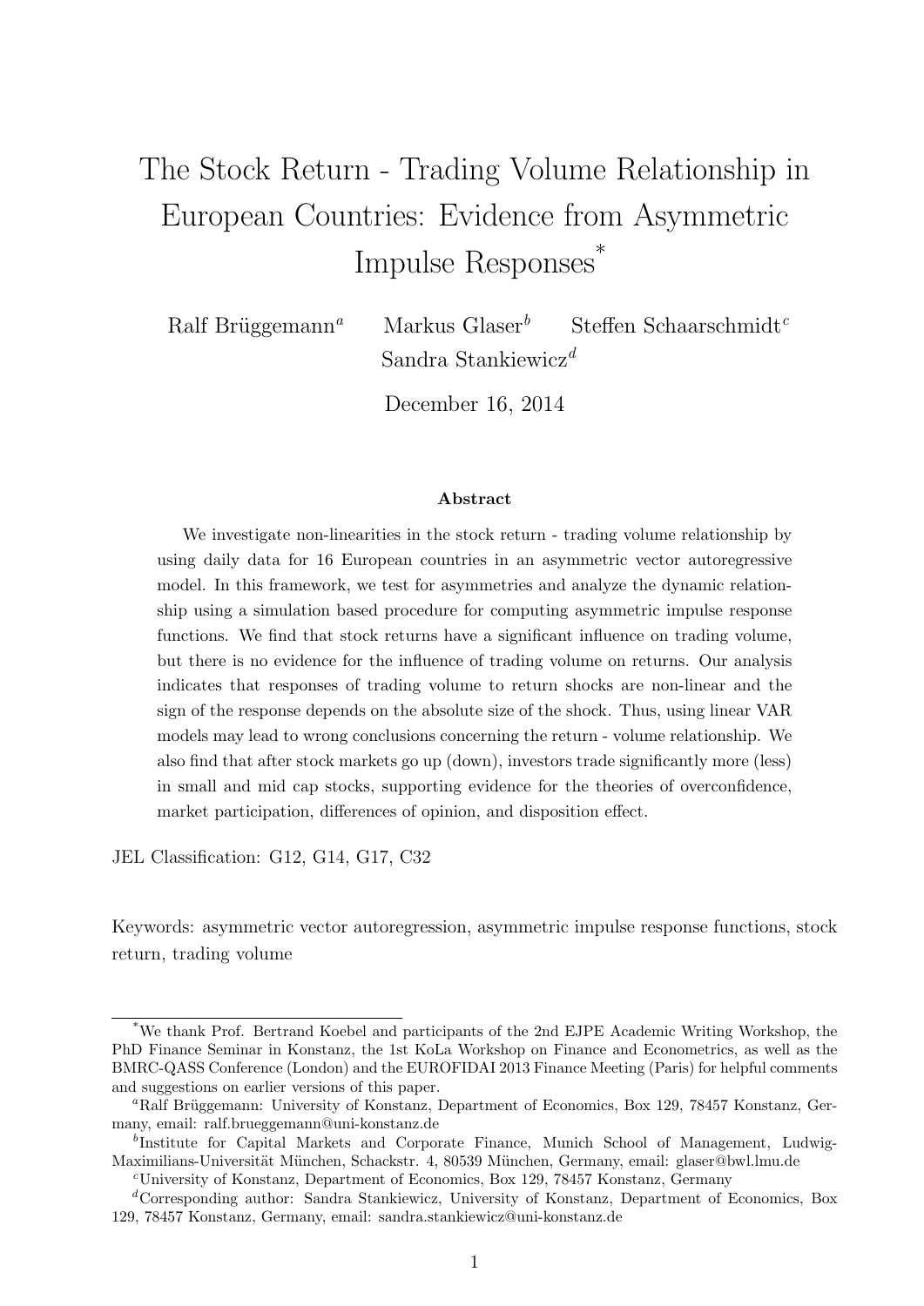# The Stock Return - Trading Volume Relationship in European Countries: Evidence from Asymmetric Impulse Responses*

Ralf Brüggemann[a] Markus Glaser[b] Steffen Schaarschmidt[c] Sandra Stankiewicz[d]

December 16, 2014

### Abstract

We investigate non-linearities in the stock return - trading volume relationship by using daily data for 16 European countries in an asymmetric vector autoregressive model. In this framework, we test for asymmetries and analyze the dynamic relationship using a simulation based procedure for computing asymmetric impulse response functions. We find that stock returns have a significant influence on trading volume, but there is no evidence for the influence of trading volume on returns. Our analysis indicates that responses of trading volume to return shocks are non-linear and the sign of the response depends on the absolute size of the shock. Thus, using linear VAR models may lead to wrong conclusions concerning the return - volume relationship. We also find that after stock markets go up (down), investors trade significantly more (less) in small and mid cap stocks, supporting evidence for the theories of overconfidence, market participation, differences of opinion, and disposition effect.

JEL Classification: G12, G14, G17, C32

Keywords: asymmetric vector autoregression, asymmetric impulse response functions, stock return, trading volume

---

*We thank Prof. Bertrand Koebel and participants of the 2nd EJPE Academic Writing Workshop, the PhD Finance Seminar in Konstanz, the 1st KoLa Workshop on Finance and Econometrics, as well as the BMRC-QASS Conference (London) and the EUROFIDAI 2013 Finance Meeting (Paris) for helpful comments and suggestions on earlier versions of this paper.

[a]Ralf Brüggemann: University of Konstanz, Department of Economics, Box 129, 78457 Konstanz, Germany, email: ralf.brueggemann@uni-konstanz.de

[b]Institute for Capital Markets and Corporate Finance, Munich School of Management, Ludwig-Maximilians-Universität München, Schackstr. 4, 80539 München, Germany, email: glaser@bwl.lmu.de

[c]University of Konstanz, Department of Economics, Box 129, 78457 Konstanz, Germany

[d]Corresponding author: Sandra Stankiewicz, University of Konstanz, Department of Economics, Box 129, 78457 Konstanz, Germany, email: sandra.stankiewicz@uni-konstanz.de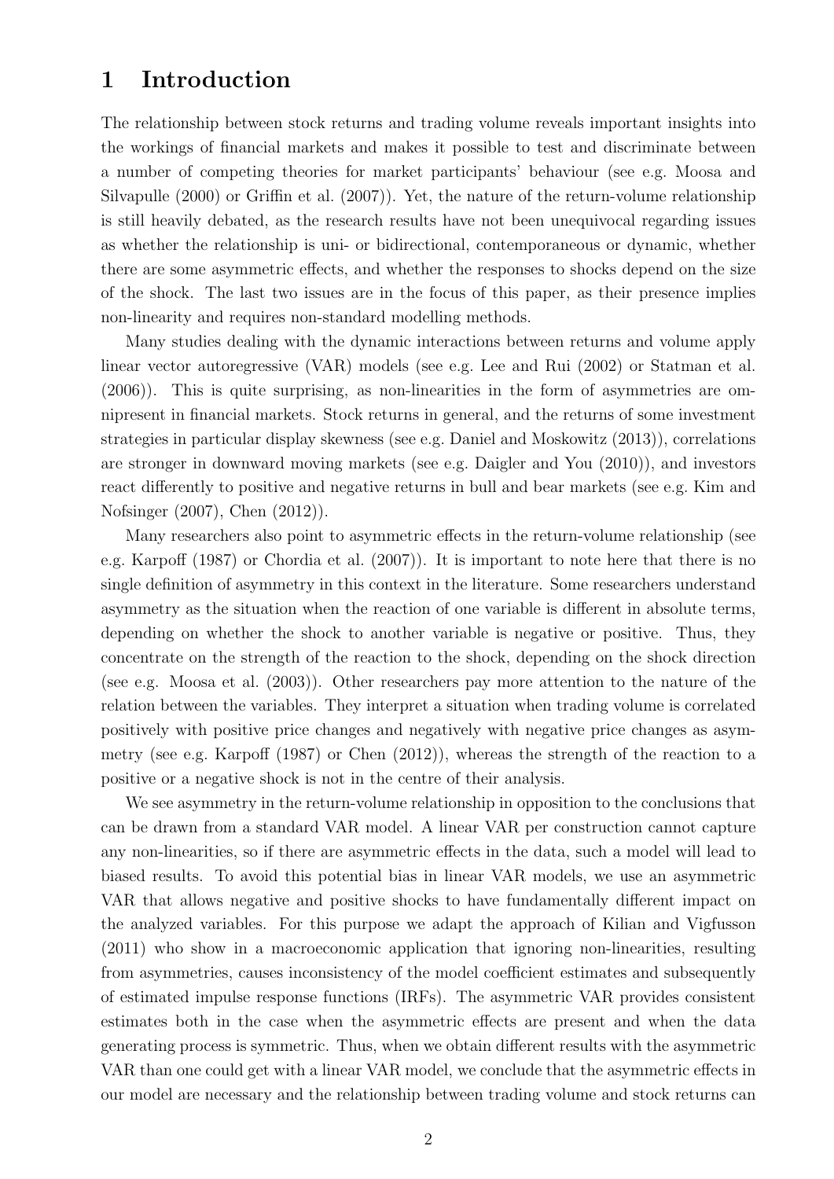# 1 Introduction

The relationship between stock returns and trading volume reveals important insights into the workings of financial markets and makes it possible to test and discriminate between a number of competing theories for market participants' behaviour (see e.g. Moosa and Silvapulle (2000) or Griffin et al. (2007)). Yet, the nature of the return-volume relationship is still heavily debated, as the research results have not been unequivocal regarding issues as whether the relationship is uni- or bidirectional, contemporaneous or dynamic, whether there are some asymmetric effects, and whether the responses to shocks depend on the size of the shock. The last two issues are in the focus of this paper, as their presence implies non-linearity and requires non-standard modelling methods.

Many studies dealing with the dynamic interactions between returns and volume apply linear vector autoregressive (VAR) models (see e.g. Lee and Rui (2002) or Statman et al. (2006)). This is quite surprising, as non-linearities in the form of asymmetries are omnipresent in financial markets. Stock returns in general, and the returns of some investment strategies in particular display skewness (see e.g. Daniel and Moskowitz (2013)), correlations are stronger in downward moving markets (see e.g. Daigler and You (2010)), and investors react differently to positive and negative returns in bull and bear markets (see e.g. Kim and Nofsinger (2007), Chen (2012)).

Many researchers also point to asymmetric effects in the return-volume relationship (see e.g. Karpoff (1987) or Chordia et al. (2007)). It is important to note here that there is no single definition of asymmetry in this context in the literature. Some researchers understand asymmetry as the situation when the reaction of one variable is different in absolute terms, depending on whether the shock to another variable is negative or positive. Thus, they concentrate on the strength of the reaction to the shock, depending on the shock direction (see e.g. Moosa et al. (2003)). Other researchers pay more attention to the nature of the relation between the variables. They interpret a situation when trading volume is correlated positively with positive price changes and negatively with negative price changes as asymmetry (see e.g. Karpoff (1987) or Chen (2012)), whereas the strength of the reaction to a positive or a negative shock is not in the centre of their analysis.

We see asymmetry in the return-volume relationship in opposition to the conclusions that can be drawn from a standard VAR model. A linear VAR per construction cannot capture any non-linearities, so if there are asymmetric effects in the data, such a model will lead to biased results. To avoid this potential bias in linear VAR models, we use an asymmetric VAR that allows negative and positive shocks to have fundamentally different impact on the analyzed variables. For this purpose we adapt the approach of Kilian and Vigfusson (2011) who show in a macroeconomic application that ignoring non-linearities, resulting from asymmetries, causes inconsistency of the model coefficient estimates and subsequently of estimated impulse response functions (IRFs). The asymmetric VAR provides consistent estimates both in the case when the asymmetric effects are present and when the data generating process is symmetric. Thus, when we obtain different results with the asymmetric VAR than one could get with a linear VAR model, we conclude that the asymmetric effects in our model are necessary and the relationship between trading volume and stock returns can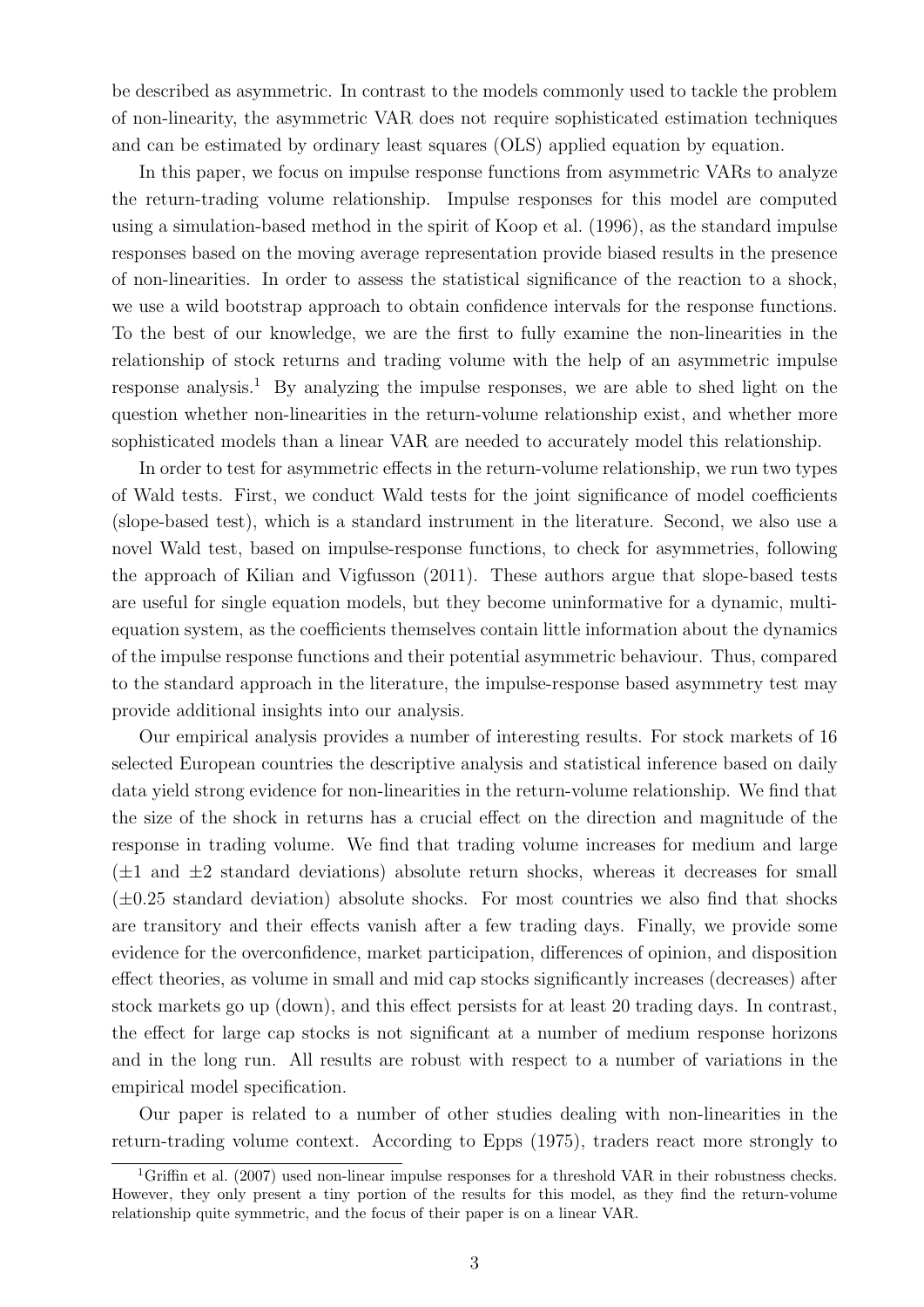be described as asymmetric. In contrast to the models commonly used to tackle the problem of non-linearity, the asymmetric VAR does not require sophisticated estimation techniques and can be estimated by ordinary least squares (OLS) applied equation by equation.

In this paper, we focus on impulse response functions from asymmetric VARs to analyze the return-trading volume relationship. Impulse responses for this model are computed using a simulation-based method in the spirit of Koop et al. (1996), as the standard impulse responses based on the moving average representation provide biased results in the presence of non-linearities. In order to assess the statistical significance of the reaction to a shock, we use a wild bootstrap approach to obtain confidence intervals for the response functions. To the best of our knowledge, we are the first to fully examine the non-linearities in the relationship of stock returns and trading volume with the help of an asymmetric impulse response analysis.[1] By analyzing the impulse responses, we are able to shed light on the question whether non-linearities in the return-volume relationship exist, and whether more sophisticated models than a linear VAR are needed to accurately model this relationship.

In order to test for asymmetric effects in the return-volume relationship, we run two types of Wald tests. First, we conduct Wald tests for the joint significance of model coefficients (slope-based test), which is a standard instrument in the literature. Second, we also use a novel Wald test, based on impulse-response functions, to check for asymmetries, following the approach of Kilian and Vigfusson (2011). These authors argue that slope-based tests are useful for single equation models, but they become uninformative for a dynamic, multi-equation system, as the coefficients themselves contain little information about the dynamics of the impulse response functions and their potential asymmetric behaviour. Thus, compared to the standard approach in the literature, the impulse-response based asymmetry test may provide additional insights into our analysis.

Our empirical analysis provides a number of interesting results. For stock markets of 16 selected European countries the descriptive analysis and statistical inference based on daily data yield strong evidence for non-linearities in the return-volume relationship. We find that the size of the shock in returns has a crucial effect on the direction and magnitude of the response in trading volume. We find that trading volume increases for medium and large ($\pm 1$ and $\pm 2$ standard deviations) absolute return shocks, whereas it decreases for small ($\pm 0.25$ standard deviation) absolute shocks. For most countries we also find that shocks are transitory and their effects vanish after a few trading days. Finally, we provide some evidence for the overconfidence, market participation, differences of opinion, and disposition effect theories, as volume in small and mid cap stocks significantly increases (decreases) after stock markets go up (down), and this effect persists for at least 20 trading days. In contrast, the effect for large cap stocks is not significant at a number of medium response horizons and in the long run. All results are robust with respect to a number of variations in the empirical model specification.

Our paper is related to a number of other studies dealing with non-linearities in the return-trading volume context. According to Epps (1975), traders react more strongly to

[1] Griffin et al. (2007) used non-linear impulse responses for a threshold VAR in their robustness checks. However, they only present a tiny portion of the results for this model, as they find the return-volume relationship quite symmetric, and the focus of their paper is on a linear VAR.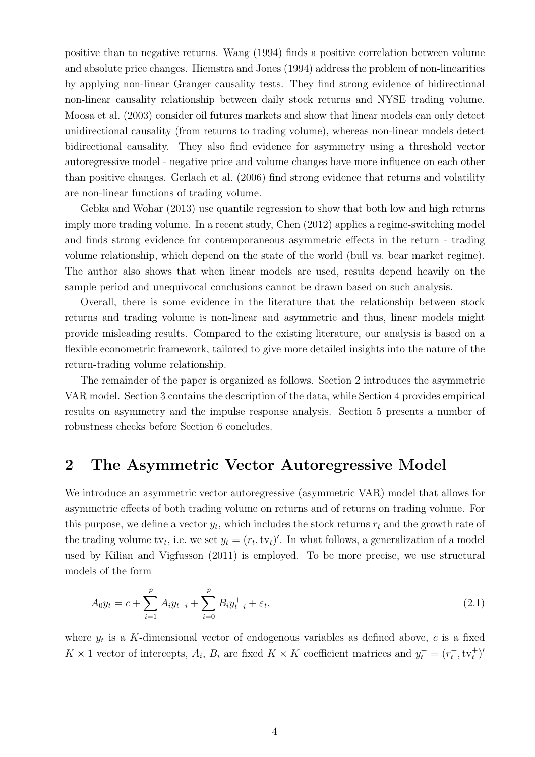positive than to negative returns. Wang (1994) finds a positive correlation between volume and absolute price changes. Hiemstra and Jones (1994) address the problem of non-linearities by applying non-linear Granger causality tests. They find strong evidence of bidirectional non-linear causality relationship between daily stock returns and NYSE trading volume. Moosa et al. (2003) consider oil futures markets and show that linear models can only detect unidirectional causality (from returns to trading volume), whereas non-linear models detect bidirectional causality. They also find evidence for asymmetry using a threshold vector autoregressive model - negative price and volume changes have more influence on each other than positive changes. Gerlach et al. (2006) find strong evidence that returns and volatility are non-linear functions of trading volume.

Gebka and Wohar (2013) use quantile regression to show that both low and high returns imply more trading volume. In a recent study, Chen (2012) applies a regime-switching model and finds strong evidence for contemporaneous asymmetric effects in the return - trading volume relationship, which depend on the state of the world (bull vs. bear market regime). The author also shows that when linear models are used, results depend heavily on the sample period and unequivocal conclusions cannot be drawn based on such analysis.

Overall, there is some evidence in the literature that the relationship between stock returns and trading volume is non-linear and asymmetric and thus, linear models might provide misleading results. Compared to the existing literature, our analysis is based on a flexible econometric framework, tailored to give more detailed insights into the nature of the return-trading volume relationship.

The remainder of the paper is organized as follows. Section 2 introduces the asymmetric VAR model. Section 3 contains the description of the data, while Section 4 provides empirical results on asymmetry and the impulse response analysis. Section 5 presents a number of robustness checks before Section 6 concludes.

## 2 The Asymmetric Vector Autoregressive Model

We introduce an asymmetric vector autoregressive (asymmetric VAR) model that allows for asymmetric effects of both trading volume on returns and of returns on trading volume. For this purpose, we define a vector $y_t$, which includes the stock returns $r_t$ and the growth rate of the trading volume $\text{tv}_t$, i.e. we set $y_t = (r_t, \text{tv}_t)'$. In what follows, a generalization of a model used by Kilian and Vigfusson (2011) is employed. To be more precise, we use structural models of the form

$$A_0 y_t = c + \sum_{i=1}^{p} A_i y_{t-i} + \sum_{i=0}^{p} B_i y_{t-i}^{+} + \varepsilon_t, \tag{2.1}$$

where $y_t$ is a $K$-dimensional vector of endogenous variables as defined above, $c$ is a fixed $K \times 1$ vector of intercepts, $A_i$, $B_i$ are fixed $K \times K$ coefficient matrices and $y_t^{+} = (r_t^{+}, \text{tv}_t^{+})'$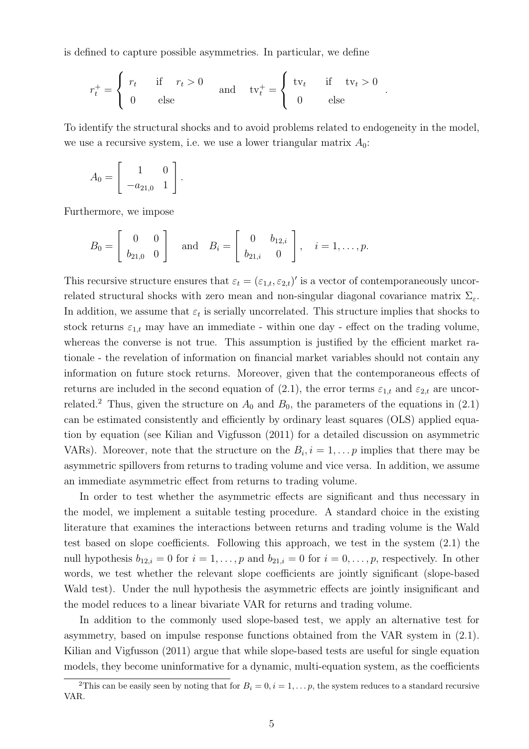is defined to capture possible asymmetries. In particular, we define

$$r_t^+ = \begin{cases} r_t & \text{if} \quad r_t > 0 \\ 0 & \text{else} \end{cases} \quad \text{and} \quad \text{tv}_t^+ = \begin{cases} \text{tv}_t & \text{if} \quad \text{tv}_t > 0 \\ 0 & \text{else} \end{cases}.$$

To identify the structural shocks and to avoid problems related to endogeneity in the model, we use a recursive system, i.e. we use a lower triangular matrix $A_0$:

$$A_0 = \begin{bmatrix} 1 & 0 \\ -a_{21,0} & 1 \end{bmatrix}.$$

Furthermore, we impose

$$B_0 = \begin{bmatrix} 0 & 0 \\ b_{21,0} & 0 \end{bmatrix} \quad \text{and} \quad B_i = \begin{bmatrix} 0 & b_{12,i} \\ b_{21,i} & 0 \end{bmatrix}, \quad i = 1, \ldots, p.$$

This recursive structure ensures that $\varepsilon_t = (\varepsilon_{1,t}, \varepsilon_{2,t})'$ is a vector of contemporaneously uncorrelated structural shocks with zero mean and non-singular diagonal covariance matrix $\Sigma_\varepsilon$. In addition, we assume that $\varepsilon_t$ is serially uncorrelated. This structure implies that shocks to stock returns $\varepsilon_{1,t}$ may have an immediate - within one day - effect on the trading volume, whereas the converse is not true. This assumption is justified by the efficient market rationale - the revelation of information on financial market variables should not contain any information on future stock returns. Moreover, given that the contemporaneous effects of returns are included in the second equation of (2.1), the error terms $\varepsilon_{1,t}$ and $\varepsilon_{2,t}$ are uncorrelated.[2] Thus, given the structure on $A_0$ and $B_0$, the parameters of the equations in (2.1) can be estimated consistently and efficiently by ordinary least squares (OLS) applied equation by equation (see Kilian and Vigfusson (2011) for a detailed discussion on asymmetric VARs). Moreover, note that the structure on the $B_i, i = 1, \ldots p$ implies that there may be asymmetric spillovers from returns to trading volume and vice versa. In addition, we assume an immediate asymmetric effect from returns to trading volume.

In order to test whether the asymmetric effects are significant and thus necessary in the model, we implement a suitable testing procedure. A standard choice in the existing literature that examines the interactions between returns and trading volume is the Wald test based on slope coefficients. Following this approach, we test in the system (2.1) the null hypothesis $b_{12,i} = 0$ for $i = 1, \ldots, p$ and $b_{21,i} = 0$ for $i = 0, \ldots, p$, respectively. In other words, we test whether the relevant slope coefficients are jointly significant (slope-based Wald test). Under the null hypothesis the asymmetric effects are jointly insignificant and the model reduces to a linear bivariate VAR for returns and trading volume.

In addition to the commonly used slope-based test, we apply an alternative test for asymmetry, based on impulse response functions obtained from the VAR system in (2.1). Kilian and Vigfusson (2011) argue that while slope-based tests are useful for single equation models, they become uninformative for a dynamic, multi-equation system, as the coefficients

[2] This can be easily seen by noting that for $B_i = 0, i = 1, \ldots p$, the system reduces to a standard recursive VAR.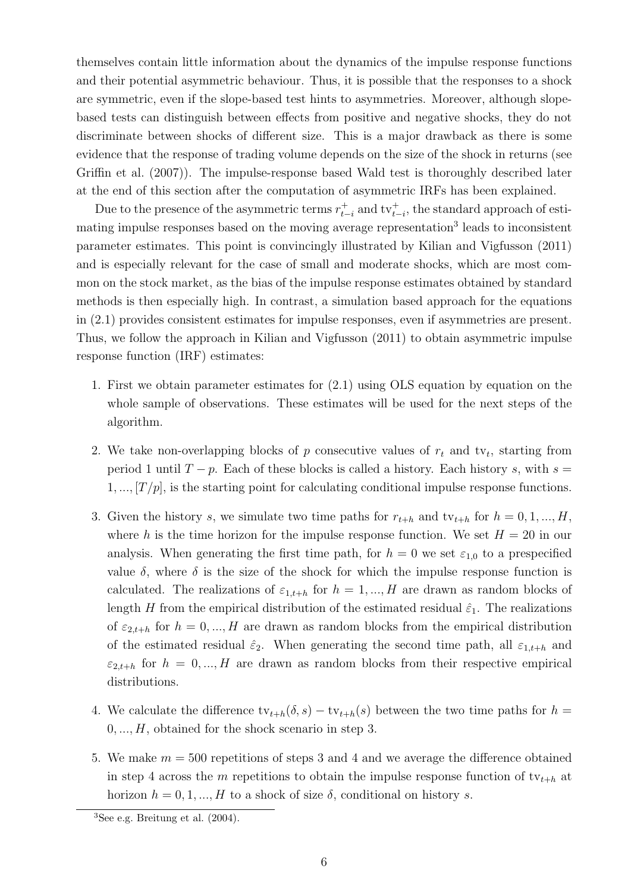themselves contain little information about the dynamics of the impulse response functions and their potential asymmetric behaviour. Thus, it is possible that the responses to a shock are symmetric, even if the slope-based test hints to asymmetries. Moreover, although slope-based tests can distinguish between effects from positive and negative shocks, they do not discriminate between shocks of different size. This is a major drawback as there is some evidence that the response of trading volume depends on the size of the shock in returns (see Griffin et al. (2007)). The impulse-response based Wald test is thoroughly described later at the end of this section after the computation of asymmetric IRFs has been explained.

Due to the presence of the asymmetric terms $r^+_{t-i}$ and $\text{tv}^+_{t-i}$, the standard approach of estimating impulse responses based on the moving average representation[3] leads to inconsistent parameter estimates. This point is convincingly illustrated by Kilian and Vigfusson (2011) and is especially relevant for the case of small and moderate shocks, which are most common on the stock market, as the bias of the impulse response estimates obtained by standard methods is then especially high. In contrast, a simulation based approach for the equations in (2.1) provides consistent estimates for impulse responses, even if asymmetries are present. Thus, we follow the approach in Kilian and Vigfusson (2011) to obtain asymmetric impulse response function (IRF) estimates:

1. First we obtain parameter estimates for (2.1) using OLS equation by equation on the whole sample of observations. These estimates will be used for the next steps of the algorithm.

2. We take non-overlapping blocks of $p$ consecutive values of $r_t$ and $\text{tv}_t$, starting from period 1 until $T-p$. Each of these blocks is called a history. Each history $s$, with $s = 1, ..., [T/p]$, is the starting point for calculating conditional impulse response functions.

3. Given the history $s$, we simulate two time paths for $r_{t+h}$ and $\text{tv}_{t+h}$ for $h = 0, 1, ..., H$, where $h$ is the time horizon for the impulse response function. We set $H = 20$ in our analysis. When generating the first time path, for $h = 0$ we set $\varepsilon_{1,0}$ to a prespecified value $\delta$, where $\delta$ is the size of the shock for which the impulse response function is calculated. The realizations of $\varepsilon_{1,t+h}$ for $h = 1, ..., H$ are drawn as random blocks of length $H$ from the empirical distribution of the estimated residual $\hat{\varepsilon}_1$. The realizations of $\varepsilon_{2,t+h}$ for $h = 0, ..., H$ are drawn as random blocks from the empirical distribution of the estimated residual $\hat{\varepsilon}_2$. When generating the second time path, all $\varepsilon_{1,t+h}$ and $\varepsilon_{2,t+h}$ for $h = 0, ..., H$ are drawn as random blocks from their respective empirical distributions.

4. We calculate the difference $\text{tv}_{t+h}(\delta, s) - \text{tv}_{t+h}(s)$ between the two time paths for $h = 0, ..., H$, obtained for the shock scenario in step 3.

5. We make $m = 500$ repetitions of steps 3 and 4 and we average the difference obtained in step 4 across the $m$ repetitions to obtain the impulse response function of $\text{tv}_{t+h}$ at horizon $h = 0, 1, ..., H$ to a shock of size $\delta$, conditional on history $s$.

[3] See e.g. Breitung et al. (2004).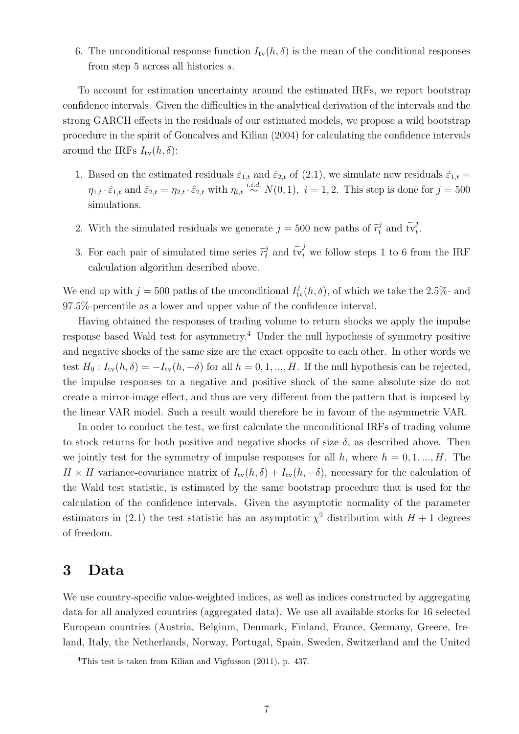6. The unconditional response function $I_{\text{tv}}(h, \delta)$ is the mean of the conditional responses from step 5 across all histories $s$.

To account for estimation uncertainty around the estimated IRFs, we report bootstrap confidence intervals. Given the difficulties in the analytical derivation of the intervals and the strong GARCH effects in the residuals of our estimated models, we propose a wild bootstrap procedure in the spirit of Goncalves and Kilian (2004) for calculating the confidence intervals around the IRFs $I_{\text{tv}}(h, \delta)$:

1. Based on the estimated residuals $\hat{\varepsilon}_{1,t}$ and $\hat{\varepsilon}_{2,t}$ of (2.1), we simulate new residuals $\tilde{\varepsilon}_{1,t} = \eta_{1,t} \cdot \hat{\varepsilon}_{1,t}$ and $\tilde{\varepsilon}_{2,t} = \eta_{2,t} \cdot \hat{\varepsilon}_{2,t}$ with $\eta_{i,t} \overset{i.i.d.}{\sim} N(0, 1),\ i = 1, 2$. This step is done for $j = 500$ simulations.
2. With the simulated residuals we generate $j = 500$ new paths of $\widetilde{r}_t^j$ and $\widetilde{\text{tv}}_t^j$.
3. For each pair of simulated time series $\widetilde{r}_t^j$ and $\widetilde{\text{tv}}_t^j$ we follow steps 1 to 6 from the IRF calculation algorithm described above.

We end up with $j = 500$ paths of the unconditional $I_{\text{tv}}^j(h, \delta)$, of which we take the 2.5%- and 97.5%-percentile as a lower and upper value of the confidence interval.

Having obtained the responses of trading volume to return shocks we apply the impulse response based Wald test for asymmetry.[4] Under the null hypothesis of symmetry positive and negative shocks of the same size are the exact opposite to each other. In other words we test $H_0 : I_{\text{tv}}(h, \delta) = -I_{\text{tv}}(h, -\delta)$ for all $h = 0, 1, ..., H$. If the null hypothesis can be rejected, the impulse responses to a negative and positive shock of the same absolute size do not create a mirror-image effect, and thus are very different from the pattern that is imposed by the linear VAR model. Such a result would therefore be in favour of the asymmetric VAR.

In order to conduct the test, we first calculate the unconditional IRFs of trading volume to stock returns for both positive and negative shocks of size $\delta$, as described above. Then we jointly test for the symmetry of impulse responses for all $h$, where $h = 0, 1, ..., H$. The $H \times H$ variance-covariance matrix of $I_{\text{tv}}(h, \delta) + I_{\text{tv}}(h, -\delta)$, necessary for the calculation of the Wald test statistic, is estimated by the same bootstrap procedure that is used for the calculation of the confidence intervals. Given the asymptotic normality of the parameter estimators in (2.1) the test statistic has an asymptotic $\chi^2$ distribution with $H + 1$ degrees of freedom.

# 3 Data

We use country-specific value-weighted indices, as well as indices constructed by aggregating data for all analyzed countries (aggregated data). We use all available stocks for 16 selected European countries (Austria, Belgium, Denmark, Finland, France, Germany, Greece, Ireland, Italy, the Netherlands, Norway, Portugal, Spain, Sweden, Switzerland and the United

[4]This test is taken from Kilian and Vigfusson (2011), p. 437.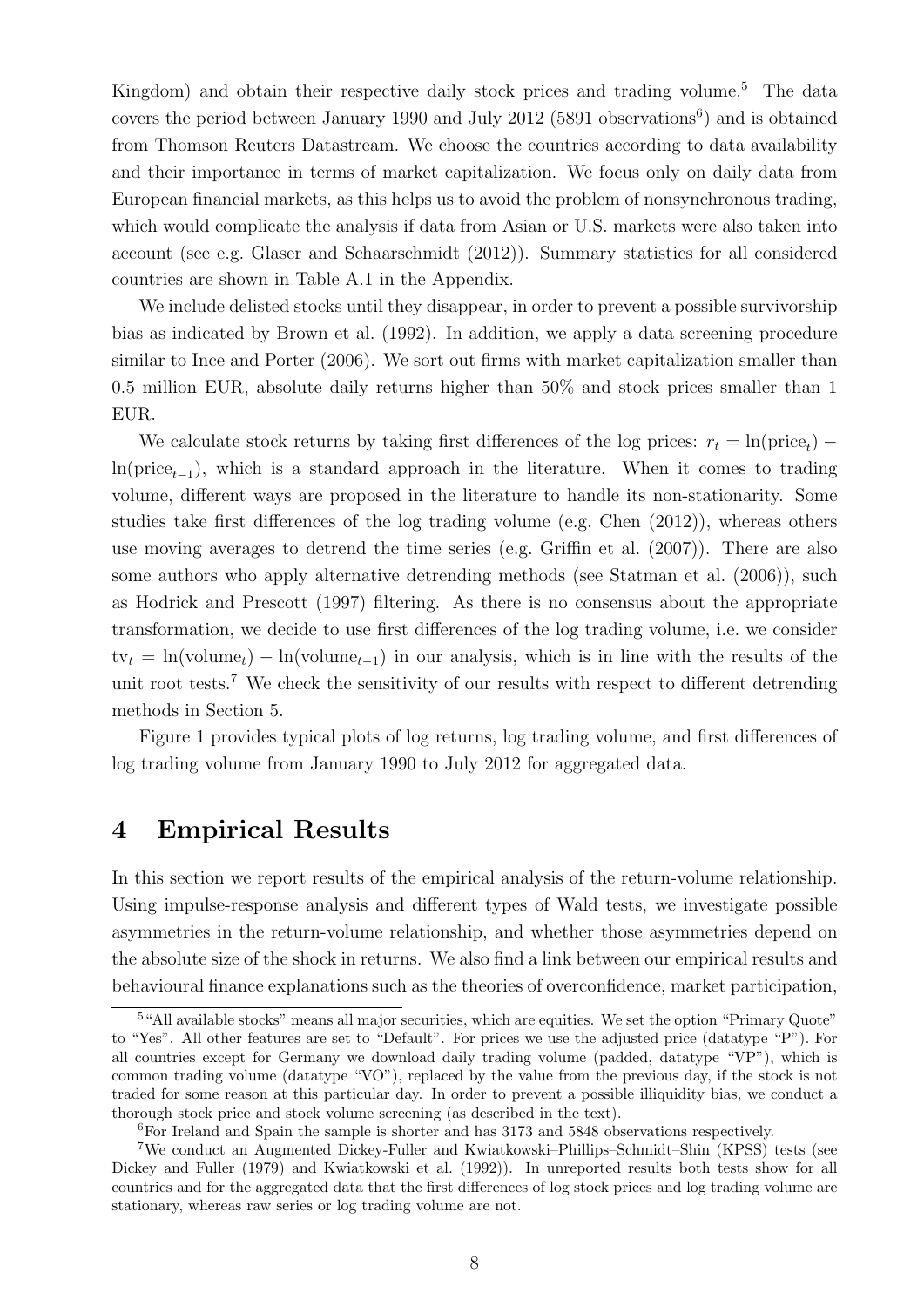Kingdom) and obtain their respective daily stock prices and trading volume.[5] The data covers the period between January 1990 and July 2012 (5891 observations[6]) and is obtained from Thomson Reuters Datastream. We choose the countries according to data availability and their importance in terms of market capitalization. We focus only on daily data from European financial markets, as this helps us to avoid the problem of nonsynchronous trading, which would complicate the analysis if data from Asian or U.S. markets were also taken into account (see e.g. Glaser and Schaarschmidt (2012)). Summary statistics for all considered countries are shown in Table A.1 in the Appendix.

We include delisted stocks until they disappear, in order to prevent a possible survivorship bias as indicated by Brown et al. (1992). In addition, we apply a data screening procedure similar to Ince and Porter (2006). We sort out firms with market capitalization smaller than 0.5 million EUR, absolute daily returns higher than 50% and stock prices smaller than 1 EUR.

We calculate stock returns by taking first differences of the log prices: $r_t = \ln(\text{price}_t) - \ln(\text{price}_{t-1})$, which is a standard approach in the literature. When it comes to trading volume, different ways are proposed in the literature to handle its non-stationarity. Some studies take first differences of the log trading volume (e.g. Chen (2012)), whereas others use moving averages to detrend the time series (e.g. Griffin et al. (2007)). There are also some authors who apply alternative detrending methods (see Statman et al. (2006)), such as Hodrick and Prescott (1997) filtering. As there is no consensus about the appropriate transformation, we decide to use first differences of the log trading volume, i.e. we consider $\text{tv}_t = \ln(\text{volume}_t) - \ln(\text{volume}_{t-1})$ in our analysis, which is in line with the results of the unit root tests.[7] We check the sensitivity of our results with respect to different detrending methods in Section 5.

Figure 1 provides typical plots of log returns, log trading volume, and first differences of log trading volume from January 1990 to July 2012 for aggregated data.

# 4 Empirical Results

In this section we report results of the empirical analysis of the return-volume relationship. Using impulse-response analysis and different types of Wald tests, we investigate possible asymmetries in the return-volume relationship, and whether those asymmetries depend on the absolute size of the shock in returns. We also find a link between our empirical results and behavioural finance explanations such as the theories of overconfidence, market participation,

---

[5] "All available stocks" means all major securities, which are equities. We set the option "Primary Quote" to "Yes". All other features are set to "Default". For prices we use the adjusted price (datatype "P"). For all countries except for Germany we download daily trading volume (padded, datatype "VP"), which is common trading volume (datatype "VO"), replaced by the value from the previous day, if the stock is not traded for some reason at this particular day. In order to prevent a possible illiquidity bias, we conduct a thorough stock price and stock volume screening (as described in the text).

[6] For Ireland and Spain the sample is shorter and has 3173 and 5848 observations respectively.

[7] We conduct an Augmented Dickey-Fuller and Kwiatkowski–Phillips–Schmidt–Shin (KPSS) tests (see Dickey and Fuller (1979) and Kwiatkowski et al. (1992)). In unreported results both tests show for all countries and for the aggregated data that the first differences of log stock prices and log trading volume are stationary, whereas raw series or log trading volume are not.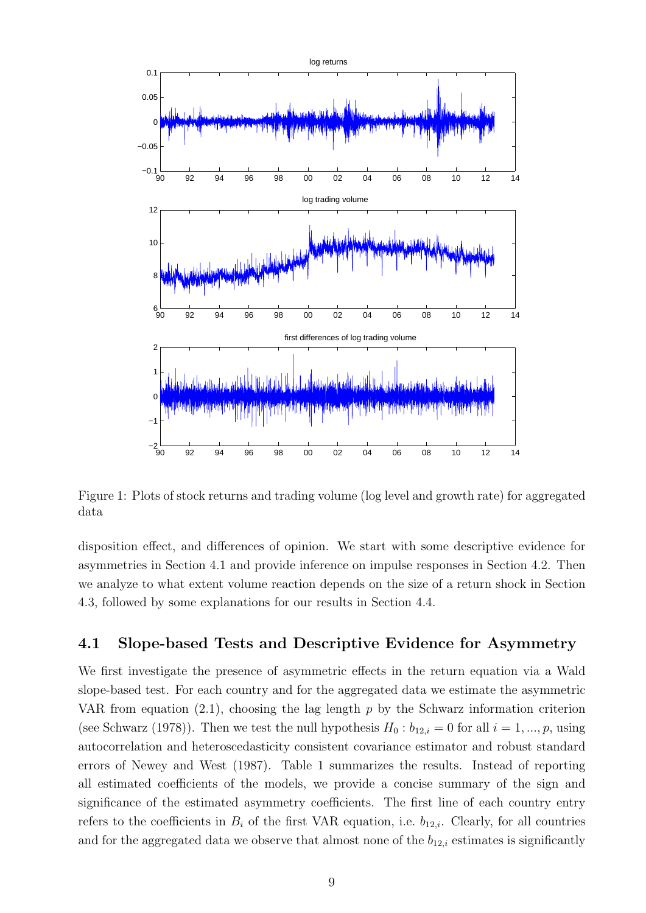Figure 1: Plots of stock returns and trading volume (log level and growth rate) for aggregated data

disposition effect, and differences of opinion. We start with some descriptive evidence for asymmetries in Section 4.1 and provide inference on impulse responses in Section 4.2. Then we analyze to what extent volume reaction depends on the size of a return shock in Section 4.3, followed by some explanations for our results in Section 4.4.

## 4.1 Slope-based Tests and Descriptive Evidence for Asymmetry

We first investigate the presence of asymmetric effects in the return equation via a Wald slope-based test. For each country and for the aggregated data we estimate the asymmetric VAR from equation (2.1), choosing the lag length $p$ by the Schwarz information criterion (see Schwarz (1978)). Then we test the null hypothesis $H_0 : b_{12,i} = 0$ for all $i = 1, ..., p$, using autocorrelation and heteroscedasticity consistent covariance estimator and robust standard errors of Newey and West (1987). Table 1 summarizes the results. Instead of reporting all estimated coefficients of the models, we provide a concise summary of the sign and significance of the estimated asymmetry coefficients. The first line of each country entry refers to the coefficients in $B_i$ of the first VAR equation, i.e. $b_{12,i}$. Clearly, for all countries and for the aggregated data we observe that almost none of the $b_{12,i}$ estimates is significantly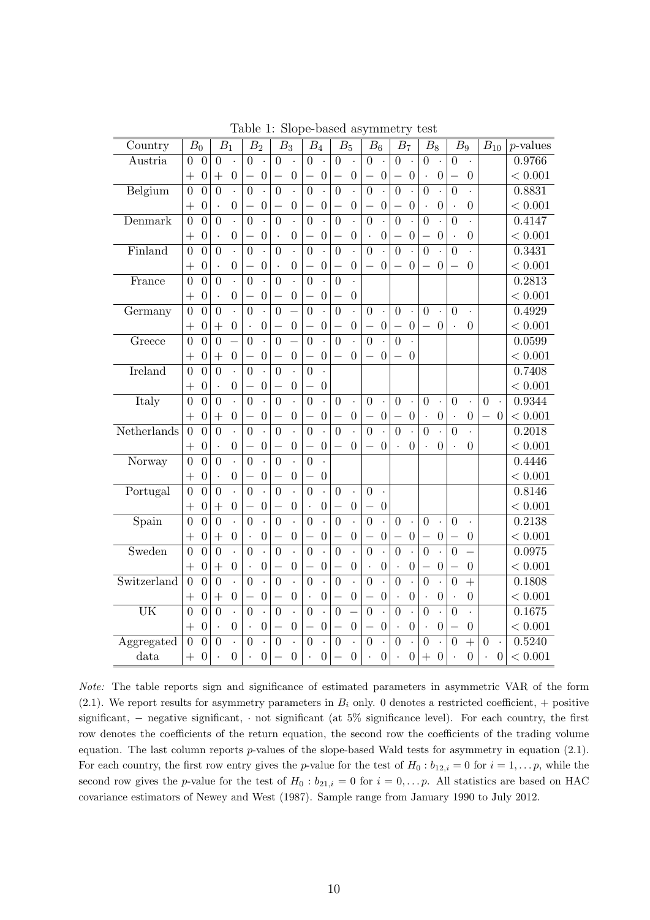Table 1: Slope-based asymmetry test

| Country | $B_0$ | | $B_1$ | | $B_2$ | | $B_3$ | | $B_4$ | | $B_5$ | | $B_6$ | | $B_7$ | | $B_8$ | | $B_9$ | | $B_{10}$ | | $p$-values |
|---|---|---|---|---|---|---|---|---|---|---|---|---|---|---|---|---|---|---|---|---|---|---|---|
| Austria | 0 | 0 | 0 | · | 0 | · | 0 | · | 0 | · | 0 | · | 0 | · | 0 | · | 0 | · | 0 | · | | | 0.9766 |
| | + | 0 | + | 0 | − | 0 | − | 0 | − | 0 | − | 0 | − | 0 | − | 0 | · | 0 | − | 0 | | | $< 0.001$ |
| Belgium | 0 | 0 | 0 | · | 0 | · | 0 | · | 0 | · | 0 | · | 0 | · | 0 | · | 0 | · | 0 | · | | | 0.8831 |
| | + | 0 | · | 0 | − | 0 | − | 0 | − | 0 | − | 0 | − | 0 | − | 0 | · | 0 | · | 0 | | | $< 0.001$ |
| Denmark | 0 | 0 | 0 | · | 0 | · | 0 | · | 0 | · | 0 | · | 0 | · | 0 | · | 0 | · | 0 | · | | | 0.4147 |
| | + | 0 | · | 0 | − | 0 | · | 0 | − | 0 | − | 0 | · | 0 | − | 0 | − | 0 | · | 0 | | | $< 0.001$ |
| Finland | 0 | 0 | 0 | · | 0 | · | 0 | · | 0 | · | 0 | · | 0 | · | 0 | · | 0 | · | 0 | · | | | 0.3431 |
| | + | 0 | · | 0 | − | 0 | · | 0 | − | 0 | − | 0 | − | 0 | − | 0 | − | 0 | − | 0 | | | $< 0.001$ |
| France | 0 | 0 | 0 | · | 0 | · | 0 | · | 0 | · | 0 | · | | | | | | | | | | | 0.2813 |
| | + | 0 | · | 0 | − | 0 | − | 0 | − | 0 | − | 0 | | | | | | | | | | | $< 0.001$ |
| Germany | 0 | 0 | 0 | · | 0 | · | 0 | − | 0 | · | 0 | · | 0 | · | 0 | · | 0 | · | 0 | · | | | 0.4929 |
| | + | 0 | + | 0 | · | 0 | − | 0 | − | 0 | − | 0 | − | 0 | − | 0 | − | 0 | · | 0 | | | $< 0.001$ |
| Greece | 0 | 0 | 0 | − | 0 | · | 0 | − | 0 | · | 0 | · | 0 | · | 0 | · | | | | | | | 0.0599 |
| | + | 0 | + | 0 | − | 0 | − | 0 | − | 0 | − | 0 | − | 0 | − | 0 | | | | | | | $< 0.001$ |
| Ireland | 0 | 0 | 0 | · | 0 | · | 0 | · | 0 | · | | | | | | | | | | | | | 0.7408 |
| | + | 0 | · | 0 | − | 0 | − | 0 | − | 0 | | | | | | | | | | | | | $< 0.001$ |
| Italy | 0 | 0 | 0 | · | 0 | · | 0 | · | 0 | · | 0 | · | 0 | · | 0 | · | 0 | · | 0 | · | 0 | · | 0.9344 |
| | + | 0 | + | 0 | − | 0 | − | 0 | − | 0 | − | 0 | − | 0 | − | 0 | · | 0 | · | 0 | − | 0 | $< 0.001$ |
| Netherlands | 0 | 0 | 0 | · | 0 | · | 0 | · | 0 | · | 0 | · | 0 | · | 0 | · | 0 | · | 0 | · | | | 0.2018 |
| | + | 0 | · | 0 | − | 0 | − | 0 | − | 0 | − | 0 | − | 0 | · | 0 | · | 0 | · | 0 | | | $< 0.001$ |
| Norway | 0 | 0 | 0 | · | 0 | · | 0 | · | 0 | · | | | | | | | | | | | | | 0.4446 |
| | + | 0 | · | 0 | − | 0 | − | 0 | − | 0 | | | | | | | | | | | | | $< 0.001$ |
| Portugal | 0 | 0 | 0 | · | 0 | · | 0 | · | 0 | · | 0 | · | 0 | · | | | | | | | | | 0.8146 |
| | + | 0 | + | 0 | − | 0 | − | 0 | · | 0 | − | 0 | − | 0 | | | | | | | | | $< 0.001$ |
| Spain | 0 | 0 | 0 | · | 0 | · | 0 | · | 0 | · | 0 | · | 0 | · | 0 | · | 0 | · | 0 | · | | | 0.2138 |
| | + | 0 | + | 0 | · | 0 | − | 0 | − | 0 | − | 0 | − | 0 | − | 0 | − | 0 | − | 0 | | | $< 0.001$ |
| Sweden | 0 | 0 | 0 | · | 0 | · | 0 | · | 0 | · | 0 | · | 0 | · | 0 | · | 0 | · | 0 | − | | | 0.0975 |
| | + | 0 | + | 0 | · | 0 | − | 0 | − | 0 | − | 0 | · | 0 | · | 0 | − | 0 | − | 0 | | | $< 0.001$ |
| Switzerland | 0 | 0 | 0 | · | 0 | · | 0 | · | 0 | · | 0 | · | 0 | · | 0 | · | 0 | · | 0 | + | | | 0.1808 |
| | + | 0 | + | 0 | − | 0 | − | 0 | · | 0 | − | 0 | − | 0 | · | 0 | · | 0 | · | 0 | | | $< 0.001$ |
| UK | 0 | 0 | 0 | · | 0 | · | 0 | · | 0 | · | 0 | − | 0 | · | 0 | · | 0 | · | 0 | · | | | 0.1675 |
| | + | 0 | · | 0 | · | 0 | − | 0 | − | 0 | − | 0 | − | 0 | · | 0 | · | 0 | − | 0 | | | $< 0.001$ |
| Aggregated | 0 | 0 | 0 | · | 0 | · | 0 | · | 0 | · | 0 | · | 0 | · | 0 | · | 0 | · | 0 | + | 0 | · | 0.5240 |
| data | + | 0 | · | 0 | · | 0 | − | 0 | · | 0 | − | 0 | · | 0 | · | 0 | + | 0 | · | 0 | · | 0 | $< 0.001$ |

*Note:* The table reports sign and significance of estimated parameters in asymmetric VAR of the form (2.1). We report results for asymmetry parameters in $B_i$ only. 0 denotes a restricted coefficient, + positive significant, − negative significant, · not significant (at 5% significance level). For each country, the first row denotes the coefficients of the return equation, the second row the coefficients of the trading volume equation. The last column reports $p$-values of the slope-based Wald tests for asymmetry in equation (2.1). For each country, the first row entry gives the $p$-value for the test of $H_0 : b_{12,i} = 0$ for $i = 1, \ldots p$, while the second row gives the $p$-value for the test of $H_0 : b_{21,i} = 0$ for $i = 0, \ldots p$. All statistics are based on HAC covariance estimators of Newey and West (1987). Sample range from January 1990 to July 2012.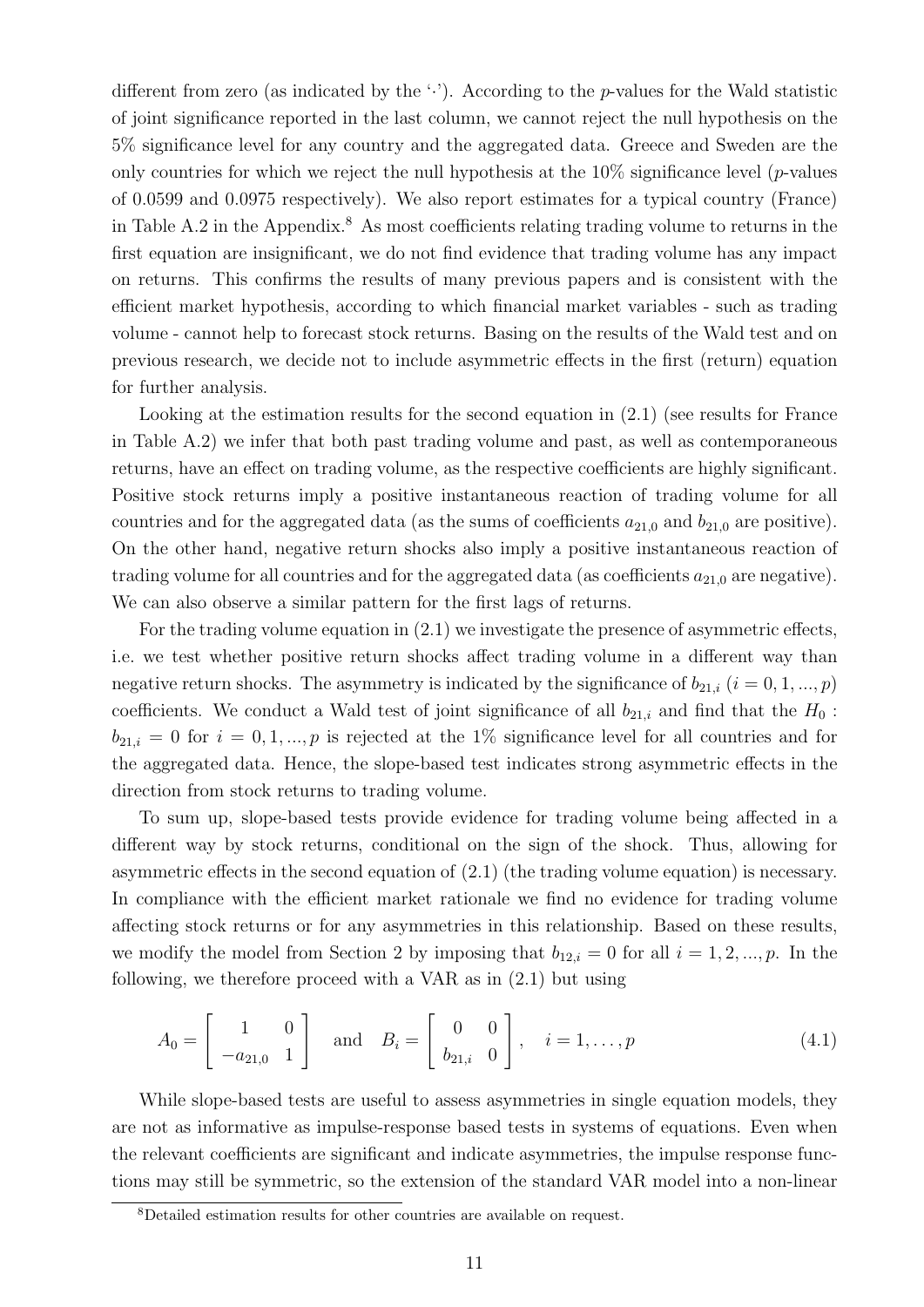different from zero (as indicated by the '·'). According to the $p$-values for the Wald statistic of joint significance reported in the last column, we cannot reject the null hypothesis on the 5% significance level for any country and the aggregated data. Greece and Sweden are the only countries for which we reject the null hypothesis at the 10% significance level ($p$-values of 0.0599 and 0.0975 respectively). We also report estimates for a typical country (France) in Table A.2 in the Appendix.[8] As most coefficients relating trading volume to returns in the first equation are insignificant, we do not find evidence that trading volume has any impact on returns. This confirms the results of many previous papers and is consistent with the efficient market hypothesis, according to which financial market variables - such as trading volume - cannot help to forecast stock returns. Basing on the results of the Wald test and on previous research, we decide not to include asymmetric effects in the first (return) equation for further analysis.

Looking at the estimation results for the second equation in (2.1) (see results for France in Table A.2) we infer that both past trading volume and past, as well as contemporaneous returns, have an effect on trading volume, as the respective coefficients are highly significant. Positive stock returns imply a positive instantaneous reaction of trading volume for all countries and for the aggregated data (as the sums of coefficients $a_{21,0}$ and $b_{21,0}$ are positive). On the other hand, negative return shocks also imply a positive instantaneous reaction of trading volume for all countries and for the aggregated data (as coefficients $a_{21,0}$ are negative). We can also observe a similar pattern for the first lags of returns.

For the trading volume equation in (2.1) we investigate the presence of asymmetric effects, i.e. we test whether positive return shocks affect trading volume in a different way than negative return shocks. The asymmetry is indicated by the significance of $b_{21,i}$ ($i = 0, 1, ..., p$) coefficients. We conduct a Wald test of joint significance of all $b_{21,i}$ and find that the $H_0$ : $b_{21,i} = 0$ for $i = 0, 1, ..., p$ is rejected at the 1% significance level for all countries and for the aggregated data. Hence, the slope-based test indicates strong asymmetric effects in the direction from stock returns to trading volume.

To sum up, slope-based tests provide evidence for trading volume being affected in a different way by stock returns, conditional on the sign of the shock. Thus, allowing for asymmetric effects in the second equation of (2.1) (the trading volume equation) is necessary. In compliance with the efficient market rationale we find no evidence for trading volume affecting stock returns or for any asymmetries in this relationship. Based on these results, we modify the model from Section 2 by imposing that $b_{12,i} = 0$ for all $i = 1, 2, ..., p$. In the following, we therefore proceed with a VAR as in (2.1) but using

$$A_0 = \begin{bmatrix} 1 & 0 \\ -a_{21,0} & 1 \end{bmatrix} \quad \text{and} \quad B_i = \begin{bmatrix} 0 & 0 \\ b_{21,i} & 0 \end{bmatrix}, \quad i = 1, \ldots, p \tag{4.1}$$

While slope-based tests are useful to assess asymmetries in single equation models, they are not as informative as impulse-response based tests in systems of equations. Even when the relevant coefficients are significant and indicate asymmetries, the impulse response functions may still be symmetric, so the extension of the standard VAR model into a non-linear

[8] Detailed estimation results for other countries are available on request.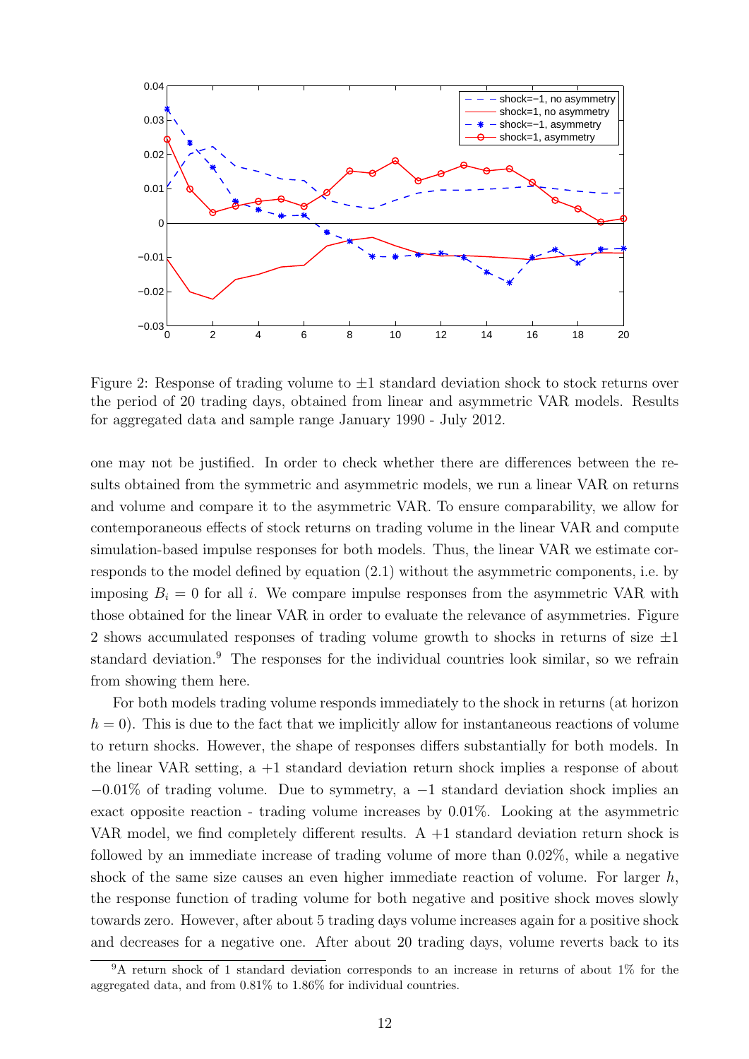Figure 2: Response of trading volume to $\pm 1$ standard deviation shock to stock returns over the period of 20 trading days, obtained from linear and asymmetric VAR models. Results for aggregated data and sample range January 1990 - July 2012.

one may not be justified. In order to check whether there are differences between the results obtained from the symmetric and asymmetric models, we run a linear VAR on returns and volume and compare it to the asymmetric VAR. To ensure comparability, we allow for contemporaneous effects of stock returns on trading volume in the linear VAR and compute simulation-based impulse responses for both models. Thus, the linear VAR we estimate corresponds to the model defined by equation (2.1) without the asymmetric components, i.e. by imposing $B_i = 0$ for all $i$. We compare impulse responses from the asymmetric VAR with those obtained for the linear VAR in order to evaluate the relevance of asymmetries. Figure 2 shows accumulated responses of trading volume growth to shocks in returns of size $\pm 1$ standard deviation.[9] The responses for the individual countries look similar, so we refrain from showing them here.

For both models trading volume responds immediately to the shock in returns (at horizon $h = 0$). This is due to the fact that we implicitly allow for instantaneous reactions of volume to return shocks. However, the shape of responses differs substantially for both models. In the linear VAR setting, a $+1$ standard deviation return shock implies a response of about $-0.01\%$ of trading volume. Due to symmetry, a $-1$ standard deviation shock implies an exact opposite reaction - trading volume increases by $0.01\%$. Looking at the asymmetric VAR model, we find completely different results. A $+1$ standard deviation return shock is followed by an immediate increase of trading volume of more than $0.02\%$, while a negative shock of the same size causes an even higher immediate reaction of volume. For larger $h$, the response function of trading volume for both negative and positive shock moves slowly towards zero. However, after about 5 trading days volume increases again for a positive shock and decreases for a negative one. After about 20 trading days, volume reverts back to its

[9] A return shock of 1 standard deviation corresponds to an increase in returns of about 1% for the aggregated data, and from 0.81% to 1.86% for individual countries.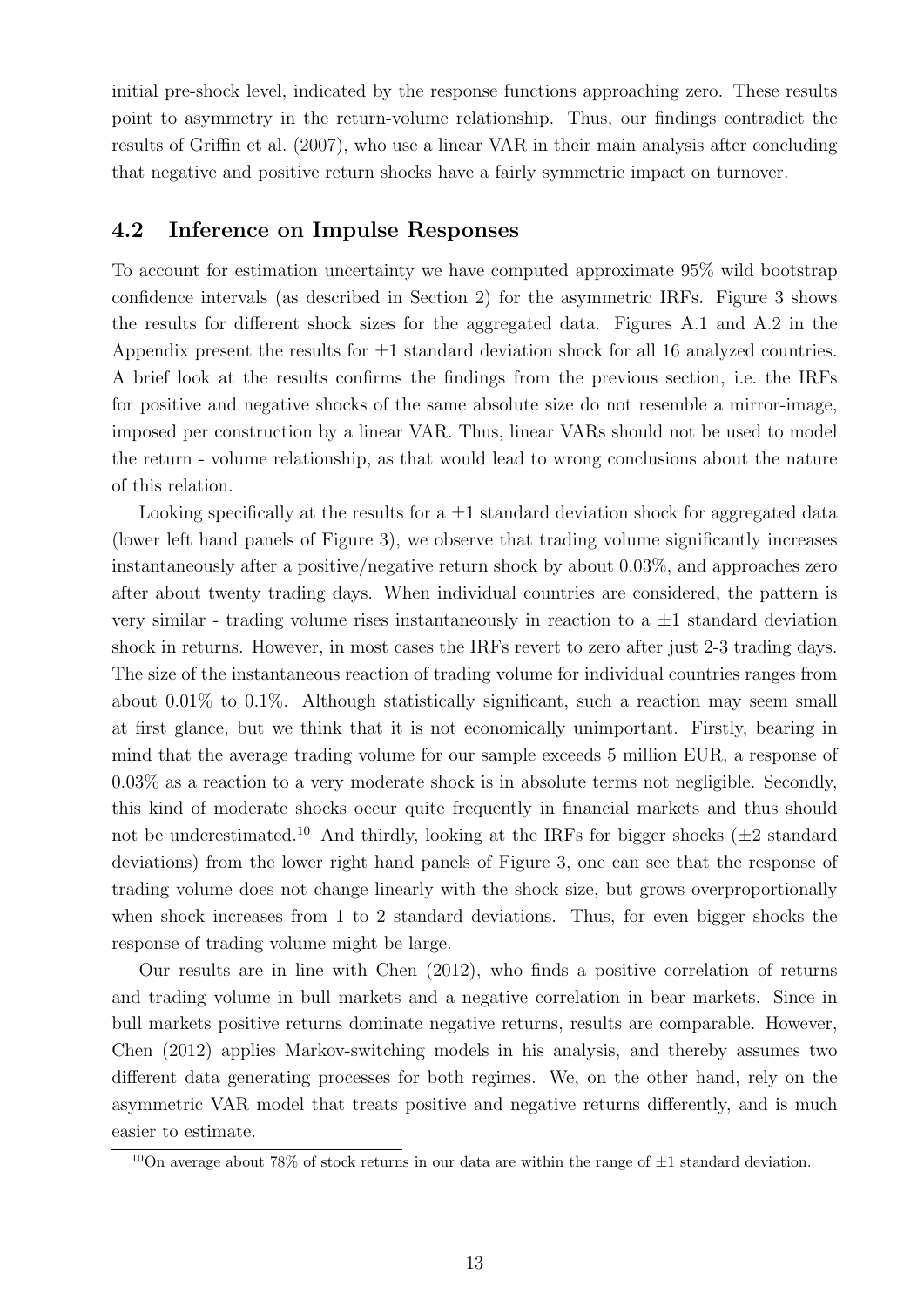initial pre-shock level, indicated by the response functions approaching zero. These results point to asymmetry in the return-volume relationship. Thus, our findings contradict the results of Griffin et al. (2007), who use a linear VAR in their main analysis after concluding that negative and positive return shocks have a fairly symmetric impact on turnover.

## 4.2 Inference on Impulse Responses

To account for estimation uncertainty we have computed approximate 95% wild bootstrap confidence intervals (as described in Section 2) for the asymmetric IRFs. Figure 3 shows the results for different shock sizes for the aggregated data. Figures A.1 and A.2 in the Appendix present the results for $\pm 1$ standard deviation shock for all 16 analyzed countries. A brief look at the results confirms the findings from the previous section, i.e. the IRFs for positive and negative shocks of the same absolute size do not resemble a mirror-image, imposed per construction by a linear VAR. Thus, linear VARs should not be used to model the return - volume relationship, as that would lead to wrong conclusions about the nature of this relation.

Looking specifically at the results for a $\pm 1$ standard deviation shock for aggregated data (lower left hand panels of Figure 3), we observe that trading volume significantly increases instantaneously after a positive/negative return shock by about 0.03%, and approaches zero after about twenty trading days. When individual countries are considered, the pattern is very similar - trading volume rises instantaneously in reaction to a $\pm 1$ standard deviation shock in returns. However, in most cases the IRFs revert to zero after just 2-3 trading days. The size of the instantaneous reaction of trading volume for individual countries ranges from about 0.01% to 0.1%. Although statistically significant, such a reaction may seem small at first glance, but we think that it is not economically unimportant. Firstly, bearing in mind that the average trading volume for our sample exceeds 5 million EUR, a response of 0.03% as a reaction to a very moderate shock is in absolute terms not negligible. Secondly, this kind of moderate shocks occur quite frequently in financial markets and thus should not be underestimated.[10] And thirdly, looking at the IRFs for bigger shocks ($\pm 2$ standard deviations) from the lower right hand panels of Figure 3, one can see that the response of trading volume does not change linearly with the shock size, but grows overproportionally when shock increases from 1 to 2 standard deviations. Thus, for even bigger shocks the response of trading volume might be large.

Our results are in line with Chen (2012), who finds a positive correlation of returns and trading volume in bull markets and a negative correlation in bear markets. Since in bull markets positive returns dominate negative returns, results are comparable. However, Chen (2012) applies Markov-switching models in his analysis, and thereby assumes two different data generating processes for both regimes. We, on the other hand, rely on the asymmetric VAR model that treats positive and negative returns differently, and is much easier to estimate.

[10] On average about 78% of stock returns in our data are within the range of $\pm 1$ standard deviation.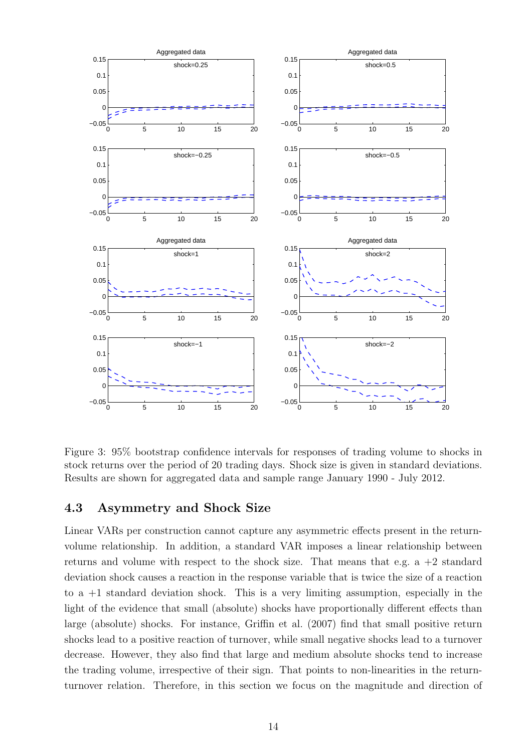Figure 3: 95% bootstrap confidence intervals for responses of trading volume to shocks in stock returns over the period of 20 trading days. Shock size is given in standard deviations. Results are shown for aggregated data and sample range January 1990 - July 2012.

### 4.3 Asymmetry and Shock Size

Linear VARs per construction cannot capture any asymmetric effects present in the return-volume relationship. In addition, a standard VAR imposes a linear relationship between returns and volume with respect to the shock size. That means that e.g. a +2 standard deviation shock causes a reaction in the response variable that is twice the size of a reaction to a +1 standard deviation shock. This is a very limiting assumption, especially in the light of the evidence that small (absolute) shocks have proportionally different effects than large (absolute) shocks. For instance, Griffin et al. (2007) find that small positive return shocks lead to a positive reaction of turnover, while small negative shocks lead to a turnover decrease. However, they also find that large and medium absolute shocks tend to increase the trading volume, irrespective of their sign. That points to non-linearities in the return-turnover relation. Therefore, in this section we focus on the magnitude and direction of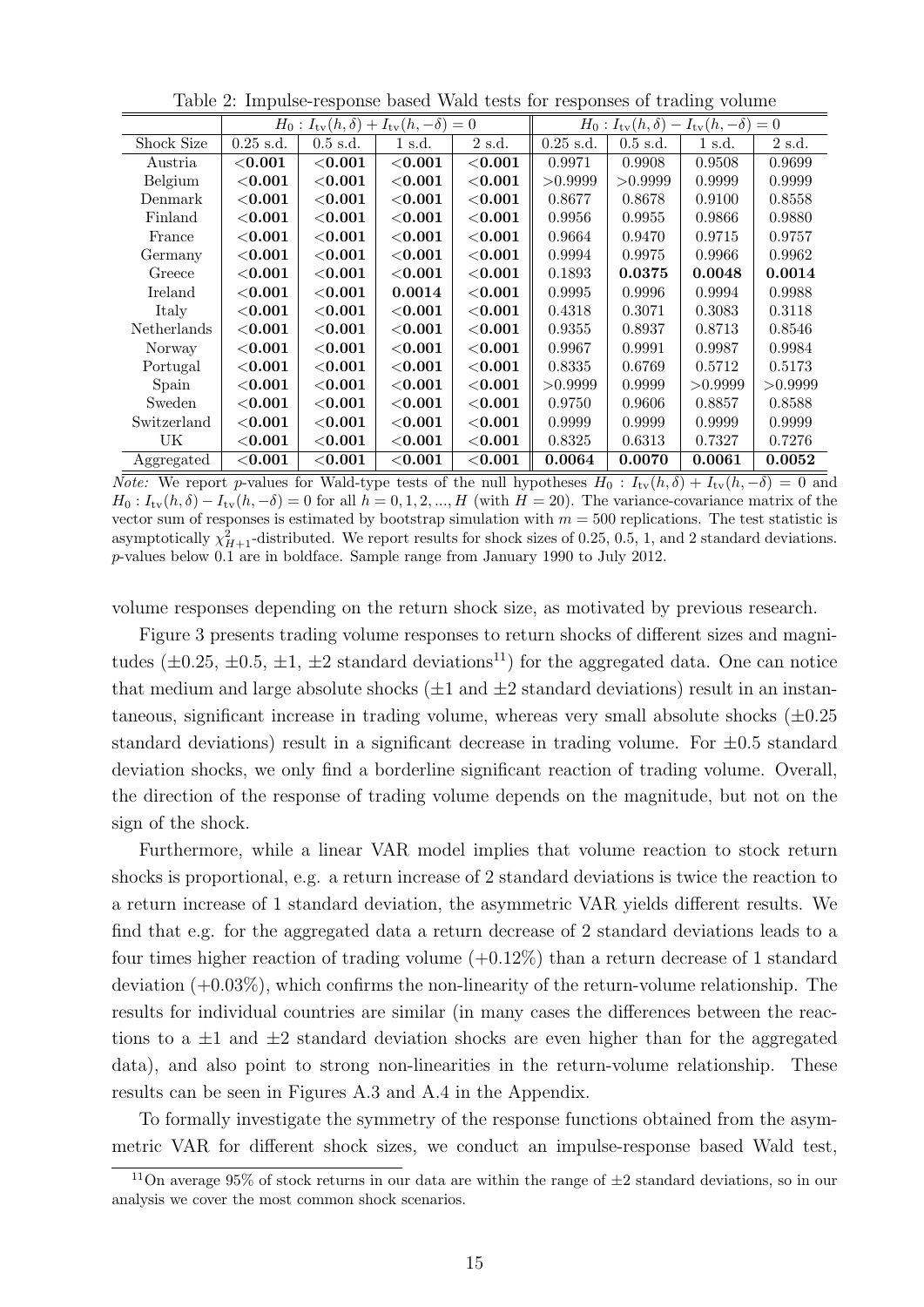Table 2: Impulse-response based Wald tests for responses of trading volume

| | $H_0: I_{tv}(h,\delta) + I_{tv}(h,-\delta) = 0$ | | | | $H_0: I_{tv}(h,\delta) - I_{tv}(h,-\delta) = 0$ | | | |
|---|---|---|---|---|---|---|---|---|
| Shock Size | 0.25 s.d. | 0.5 s.d. | 1 s.d. | 2 s.d. | 0.25 s.d. | 0.5 s.d. | 1 s.d. | 2 s.d. |
| Austria | **<0.001** | **<0.001** | **<0.001** | **<0.001** | 0.9971 | 0.9908 | 0.9508 | 0.9699 |
| Belgium | **<0.001** | **<0.001** | **<0.001** | **<0.001** | >0.9999 | >0.9999 | 0.9999 | 0.9999 |
| Denmark | **<0.001** | **<0.001** | **<0.001** | **<0.001** | 0.8677 | 0.8678 | 0.9100 | 0.8558 |
| Finland | **<0.001** | **<0.001** | **<0.001** | **<0.001** | 0.9956 | 0.9955 | 0.9866 | 0.9880 |
| France | **<0.001** | **<0.001** | **<0.001** | **<0.001** | 0.9664 | 0.9470 | 0.9715 | 0.9757 |
| Germany | **<0.001** | **<0.001** | **<0.001** | **<0.001** | 0.9994 | 0.9975 | 0.9966 | 0.9962 |
| Greece | **<0.001** | **<0.001** | **<0.001** | **<0.001** | 0.1893 | **0.0375** | **0.0048** | **0.0014** |
| Ireland | **<0.001** | **<0.001** | **0.0014** | **<0.001** | 0.9995 | 0.9996 | 0.9994 | 0.9988 |
| Italy | **<0.001** | **<0.001** | **<0.001** | **<0.001** | 0.4318 | 0.3071 | 0.3083 | 0.3118 |
| Netherlands | **<0.001** | **<0.001** | **<0.001** | **<0.001** | 0.9355 | 0.8937 | 0.8713 | 0.8546 |
| Norway | **<0.001** | **<0.001** | **<0.001** | **<0.001** | 0.9967 | 0.9991 | 0.9987 | 0.9984 |
| Portugal | **<0.001** | **<0.001** | **<0.001** | **<0.001** | 0.8335 | 0.6769 | 0.5712 | 0.5173 |
| Spain | **<0.001** | **<0.001** | **<0.001** | **<0.001** | >0.9999 | 0.9999 | >0.9999 | >0.9999 |
| Sweden | **<0.001** | **<0.001** | **<0.001** | **<0.001** | 0.9750 | 0.9606 | 0.8857 | 0.8588 |
| Switzerland | **<0.001** | **<0.001** | **<0.001** | **<0.001** | 0.9999 | 0.9999 | 0.9999 | 0.9999 |
| UK | **<0.001** | **<0.001** | **<0.001** | **<0.001** | 0.8325 | 0.6313 | 0.7327 | 0.7276 |
| Aggregated | **<0.001** | **<0.001** | **<0.001** | **<0.001** | **0.0064** | **0.0070** | **0.0061** | **0.0052** |

*Note:* We report $p$-values for Wald-type tests of the null hypotheses $H_0: I_{tv}(h,\delta) + I_{tv}(h,-\delta) = 0$ and $H_0: I_{tv}(h,\delta) - I_{tv}(h,-\delta) = 0$ for all $h = 0, 1, 2, ..., H$ (with $H = 20$). The variance-covariance matrix of the vector sum of responses is estimated by bootstrap simulation with $m = 500$ replications. The test statistic is asymptotically $\chi^2_{H+1}$-distributed. We report results for shock sizes of 0.25, 0.5, 1, and 2 standard deviations. $p$-values below 0.1 are in boldface. Sample range from January 1990 to July 2012.

volume responses depending on the return shock size, as motivated by previous research.

Figure 3 presents trading volume responses to return shocks of different sizes and magnitudes ($\pm 0.25$, $\pm 0.5$, $\pm 1$, $\pm 2$ standard deviations[11]) for the aggregated data. One can notice that medium and large absolute shocks ($\pm 1$ and $\pm 2$ standard deviations) result in an instantaneous, significant increase in trading volume, whereas very small absolute shocks ($\pm 0.25$ standard deviations) result in a significant decrease in trading volume. For $\pm 0.5$ standard deviation shocks, we only find a borderline significant reaction of trading volume. Overall, the direction of the response of trading volume depends on the magnitude, but not on the sign of the shock.

Furthermore, while a linear VAR model implies that volume reaction to stock return shocks is proportional, e.g. a return increase of 2 standard deviations is twice the reaction to a return increase of 1 standard deviation, the asymmetric VAR yields different results. We find that e.g. for the aggregated data a return decrease of 2 standard deviations leads to a four times higher reaction of trading volume (+0.12%) than a return decrease of 1 standard deviation (+0.03%), which confirms the non-linearity of the return-volume relationship. The results for individual countries are similar (in many cases the differences between the reactions to a $\pm 1$ and $\pm 2$ standard deviation shocks are even higher than for the aggregated data), and also point to strong non-linearities in the return-volume relationship. These results can be seen in Figures A.3 and A.4 in the Appendix.

To formally investigate the symmetry of the response functions obtained from the asymmetric VAR for different shock sizes, we conduct an impulse-response based Wald test,

[11] On average 95% of stock returns in our data are within the range of $\pm 2$ standard deviations, so in our analysis we cover the most common shock scenarios.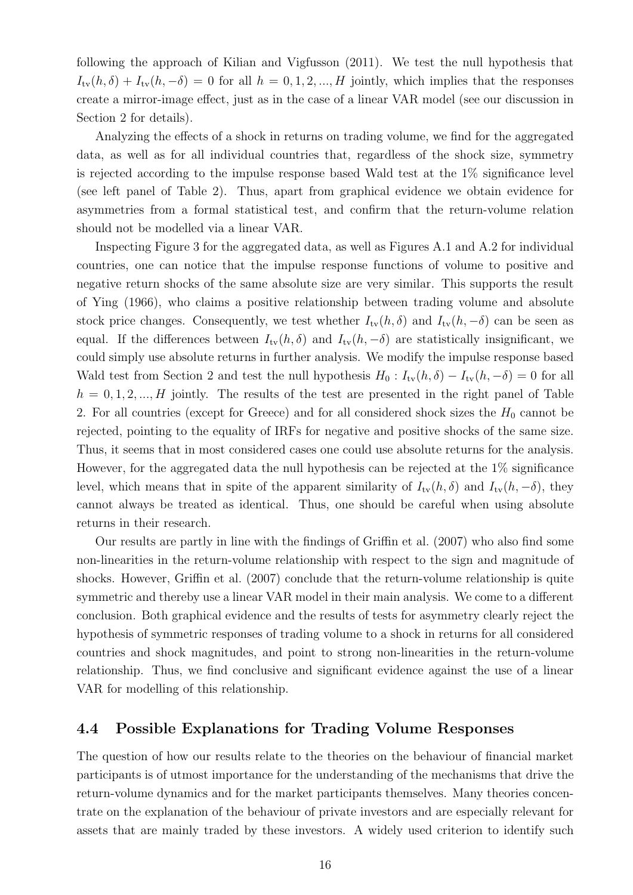following the approach of Kilian and Vigfusson (2011). We test the null hypothesis that $I_{\text{tv}}(h,\delta) + I_{\text{tv}}(h,-\delta) = 0$ for all $h = 0, 1, 2, ..., H$ jointly, which implies that the responses create a mirror-image effect, just as in the case of a linear VAR model (see our discussion in Section 2 for details).

Analyzing the effects of a shock in returns on trading volume, we find for the aggregated data, as well as for all individual countries that, regardless of the shock size, symmetry is rejected according to the impulse response based Wald test at the 1% significance level (see left panel of Table 2). Thus, apart from graphical evidence we obtain evidence for asymmetries from a formal statistical test, and confirm that the return-volume relation should not be modelled via a linear VAR.

Inspecting Figure 3 for the aggregated data, as well as Figures A.1 and A.2 for individual countries, one can notice that the impulse response functions of volume to positive and negative return shocks of the same absolute size are very similar. This supports the result of Ying (1966), who claims a positive relationship between trading volume and absolute stock price changes. Consequently, we test whether $I_{\text{tv}}(h,\delta)$ and $I_{\text{tv}}(h,-\delta)$ can be seen as equal. If the differences between $I_{\text{tv}}(h,\delta)$ and $I_{\text{tv}}(h,-\delta)$ are statistically insignificant, we could simply use absolute returns in further analysis. We modify the impulse response based Wald test from Section 2 and test the null hypothesis $H_0 : I_{\text{tv}}(h,\delta) - I_{\text{tv}}(h,-\delta) = 0$ for all $h = 0, 1, 2, ..., H$ jointly. The results of the test are presented in the right panel of Table 2. For all countries (except for Greece) and for all considered shock sizes the $H_0$ cannot be rejected, pointing to the equality of IRFs for negative and positive shocks of the same size. Thus, it seems that in most considered cases one could use absolute returns for the analysis. However, for the aggregated data the null hypothesis can be rejected at the 1% significance level, which means that in spite of the apparent similarity of $I_{\text{tv}}(h,\delta)$ and $I_{\text{tv}}(h,-\delta)$, they cannot always be treated as identical. Thus, one should be careful when using absolute returns in their research.

Our results are partly in line with the findings of Griffin et al. (2007) who also find some non-linearities in the return-volume relationship with respect to the sign and magnitude of shocks. However, Griffin et al. (2007) conclude that the return-volume relationship is quite symmetric and thereby use a linear VAR model in their main analysis. We come to a different conclusion. Both graphical evidence and the results of tests for asymmetry clearly reject the hypothesis of symmetric responses of trading volume to a shock in returns for all considered countries and shock magnitudes, and point to strong non-linearities in the return-volume relationship. Thus, we find conclusive and significant evidence against the use of a linear VAR for modelling of this relationship.

### 4.4 Possible Explanations for Trading Volume Responses

The question of how our results relate to the theories on the behaviour of financial market participants is of utmost importance for the understanding of the mechanisms that drive the return-volume dynamics and for the market participants themselves. Many theories concentrate on the explanation of the behaviour of private investors and are especially relevant for assets that are mainly traded by these investors. A widely used criterion to identify such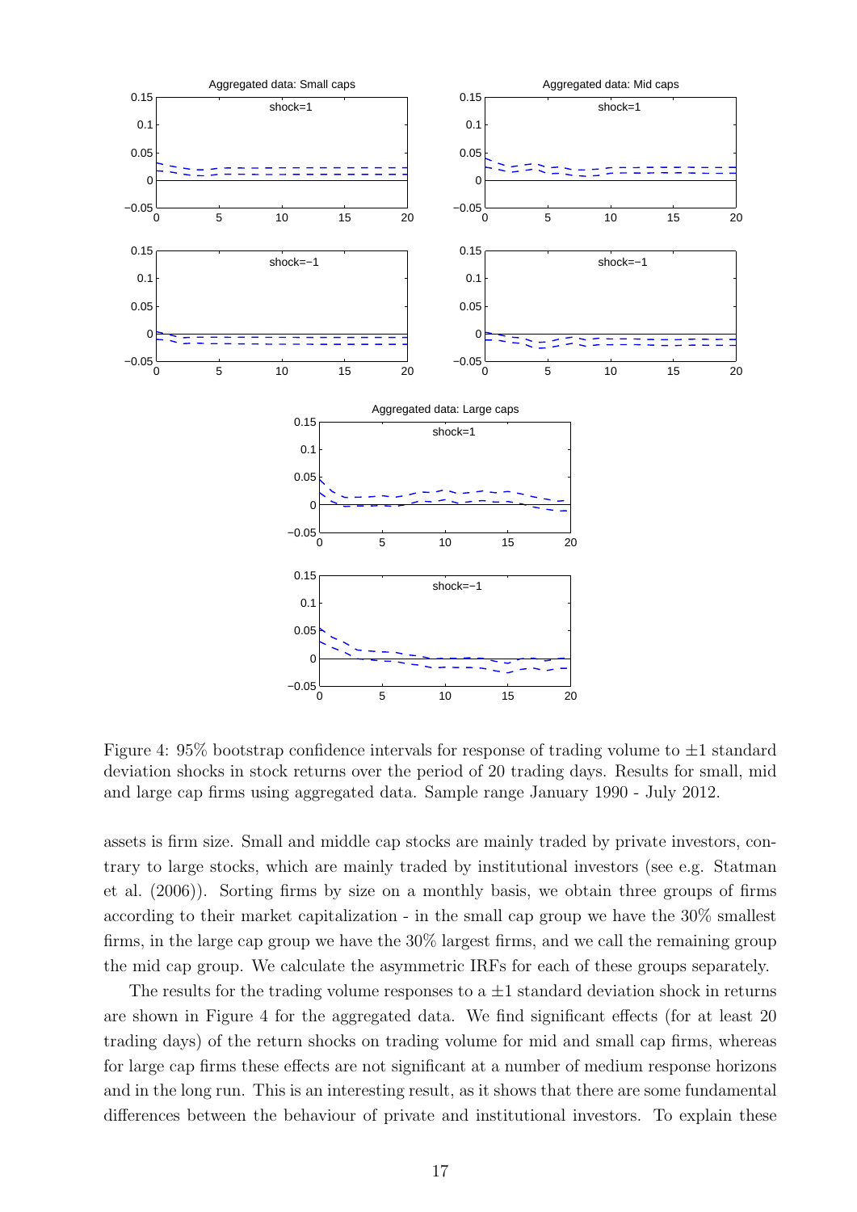Figure 4: 95% bootstrap confidence intervals for response of trading volume to $\pm 1$ standard deviation shocks in stock returns over the period of 20 trading days. Results for small, mid and large cap firms using aggregated data. Sample range January 1990 - July 2012.

assets is firm size. Small and middle cap stocks are mainly traded by private investors, contrary to large stocks, which are mainly traded by institutional investors (see e.g. Statman et al. (2006)). Sorting firms by size on a monthly basis, we obtain three groups of firms according to their market capitalization - in the small cap group we have the 30% smallest firms, in the large cap group we have the 30% largest firms, and we call the remaining group the mid cap group. We calculate the asymmetric IRFs for each of these groups separately.

The results for the trading volume responses to a $\pm 1$ standard deviation shock in returns are shown in Figure 4 for the aggregated data. We find significant effects (for at least 20 trading days) of the return shocks on trading volume for mid and small cap firms, whereas for large cap firms these effects are not significant at a number of medium response horizons and in the long run. This is an interesting result, as it shows that there are some fundamental differences between the behaviour of private and institutional investors. To explain these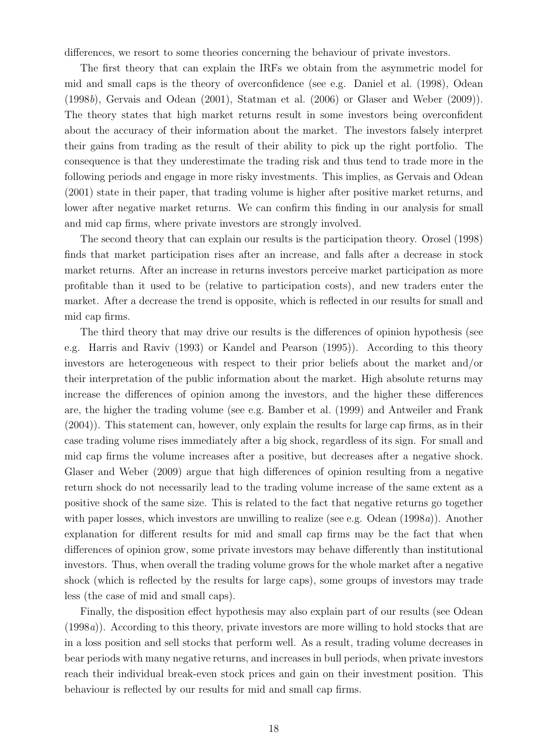differences, we resort to some theories concerning the behaviour of private investors.

The first theory that can explain the IRFs we obtain from the asymmetric model for mid and small caps is the theory of overconfidence (see e.g. Daniel et al. (1998), Odean (1998*b*), Gervais and Odean (2001), Statman et al. (2006) or Glaser and Weber (2009)). The theory states that high market returns result in some investors being overconfident about the accuracy of their information about the market. The investors falsely interpret their gains from trading as the result of their ability to pick up the right portfolio. The consequence is that they underestimate the trading risk and thus tend to trade more in the following periods and engage in more risky investments. This implies, as Gervais and Odean (2001) state in their paper, that trading volume is higher after positive market returns, and lower after negative market returns. We can confirm this finding in our analysis for small and mid cap firms, where private investors are strongly involved.

The second theory that can explain our results is the participation theory. Orosel (1998) finds that market participation rises after an increase, and falls after a decrease in stock market returns. After an increase in returns investors perceive market participation as more profitable than it used to be (relative to participation costs), and new traders enter the market. After a decrease the trend is opposite, which is reflected in our results for small and mid cap firms.

The third theory that may drive our results is the differences of opinion hypothesis (see e.g. Harris and Raviv (1993) or Kandel and Pearson (1995)). According to this theory investors are heterogeneous with respect to their prior beliefs about the market and/or their interpretation of the public information about the market. High absolute returns may increase the differences of opinion among the investors, and the higher these differences are, the higher the trading volume (see e.g. Bamber et al. (1999) and Antweiler and Frank (2004)). This statement can, however, only explain the results for large cap firms, as in their case trading volume rises immediately after a big shock, regardless of its sign. For small and mid cap firms the volume increases after a positive, but decreases after a negative shock. Glaser and Weber (2009) argue that high differences of opinion resulting from a negative return shock do not necessarily lead to the trading volume increase of the same extent as a positive shock of the same size. This is related to the fact that negative returns go together with paper losses, which investors are unwilling to realize (see e.g. Odean (1998*a*)). Another explanation for different results for mid and small cap firms may be the fact that when differences of opinion grow, some private investors may behave differently than institutional investors. Thus, when overall the trading volume grows for the whole market after a negative shock (which is reflected by the results for large caps), some groups of investors may trade less (the case of mid and small caps).

Finally, the disposition effect hypothesis may also explain part of our results (see Odean (1998*a*)). According to this theory, private investors are more willing to hold stocks that are in a loss position and sell stocks that perform well. As a result, trading volume decreases in bear periods with many negative returns, and increases in bull periods, when private investors reach their individual break-even stock prices and gain on their investment position. This behaviour is reflected by our results for mid and small cap firms.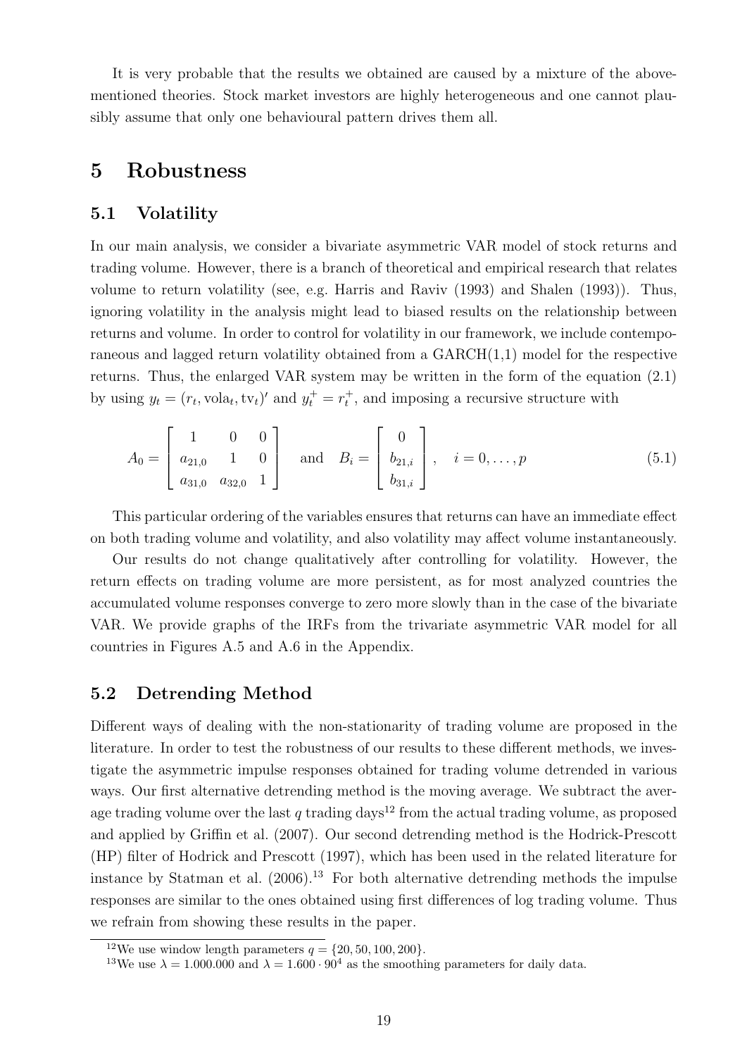It is very probable that the results we obtained are caused by a mixture of the above-mentioned theories. Stock market investors are highly heterogeneous and one cannot plausibly assume that only one behavioural pattern drives them all.

# 5 Robustness

## 5.1 Volatility

In our main analysis, we consider a bivariate asymmetric VAR model of stock returns and trading volume. However, there is a branch of theoretical and empirical research that relates volume to return volatility (see, e.g. Harris and Raviv (1993) and Shalen (1993)). Thus, ignoring volatility in the analysis might lead to biased results on the relationship between returns and volume. In order to control for volatility in our framework, we include contemporaneous and lagged return volatility obtained from a GARCH(1,1) model for the respective returns. Thus, the enlarged VAR system may be written in the form of the equation (2.1) by using $y_t = (r_t, \text{vola}_t, \text{tv}_t)'$ and $y_t^+ = r_t^+$, and imposing a recursive structure with

$$A_0 = \begin{bmatrix} 1 & 0 & 0 \\ a_{21,0} & 1 & 0 \\ a_{31,0} & a_{32,0} & 1 \end{bmatrix} \quad \text{and} \quad B_i = \begin{bmatrix} 0 \\ b_{21,i} \\ b_{31,i} \end{bmatrix}, \quad i = 0, \ldots, p \tag{5.1}$$

This particular ordering of the variables ensures that returns can have an immediate effect on both trading volume and volatility, and also volatility may affect volume instantaneously.

Our results do not change qualitatively after controlling for volatility. However, the return effects on trading volume are more persistent, as for most analyzed countries the accumulated volume responses converge to zero more slowly than in the case of the bivariate VAR. We provide graphs of the IRFs from the trivariate asymmetric VAR model for all countries in Figures A.5 and A.6 in the Appendix.

## 5.2 Detrending Method

Different ways of dealing with the non-stationarity of trading volume are proposed in the literature. In order to test the robustness of our results to these different methods, we investigate the asymmetric impulse responses obtained for trading volume detrended in various ways. Our first alternative detrending method is the moving average. We subtract the average trading volume over the last $q$ trading days[12] from the actual trading volume, as proposed and applied by Griffin et al. (2007). Our second detrending method is the Hodrick-Prescott (HP) filter of Hodrick and Prescott (1997), which has been used in the related literature for instance by Statman et al. (2006).[13] For both alternative detrending methods the impulse responses are similar to the ones obtained using first differences of log trading volume. Thus we refrain from showing these results in the paper.

[12] We use window length parameters $q = \{20, 50, 100, 200\}$.

[13] We use $\lambda = 1.000.000$ and $\lambda = 1.600 \cdot 90^4$ as the smoothing parameters for daily data.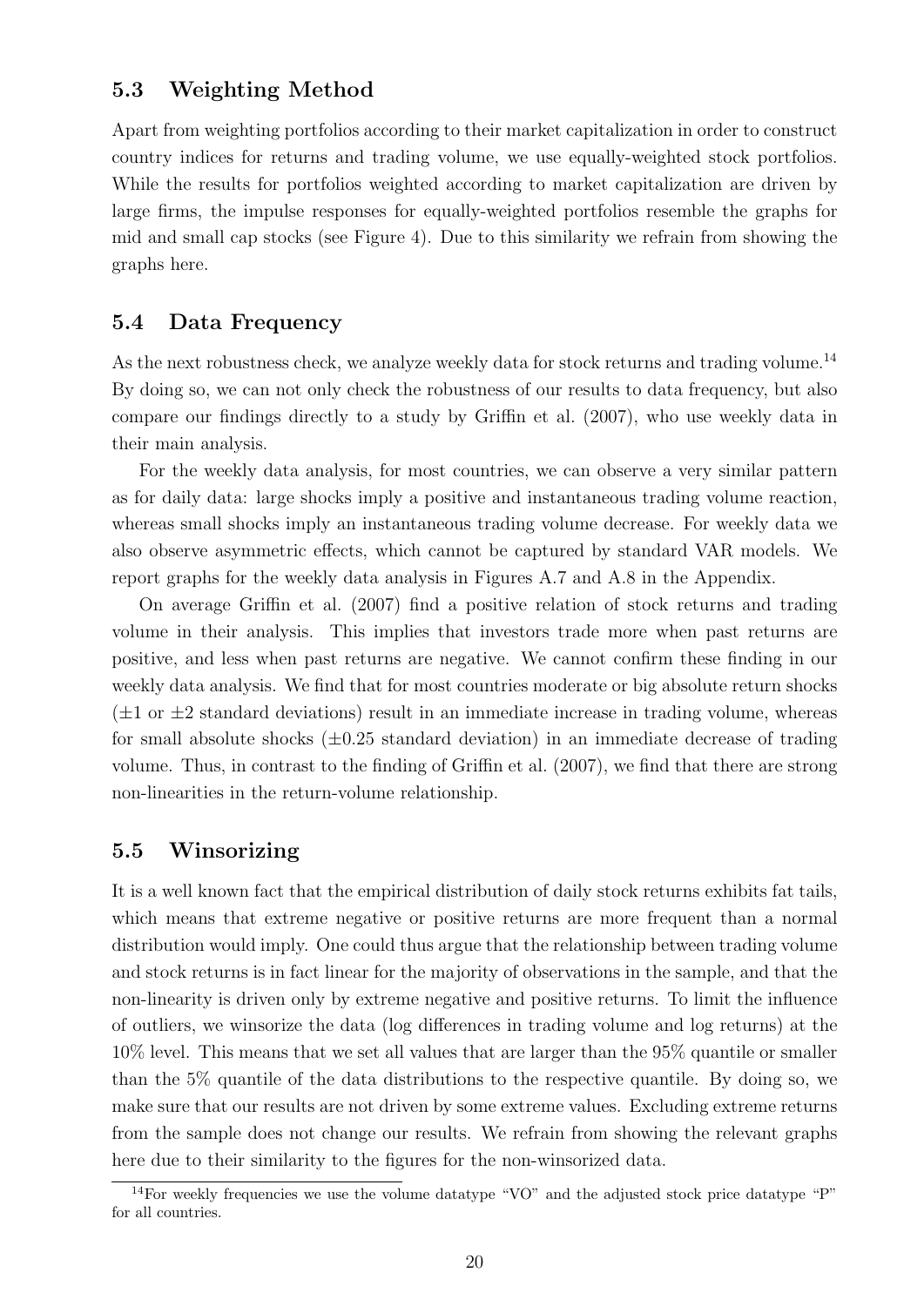## 5.3 Weighting Method

Apart from weighting portfolios according to their market capitalization in order to construct country indices for returns and trading volume, we use equally-weighted stock portfolios. While the results for portfolios weighted according to market capitalization are driven by large firms, the impulse responses for equally-weighted portfolios resemble the graphs for mid and small cap stocks (see Figure 4). Due to this similarity we refrain from showing the graphs here.

## 5.4 Data Frequency

As the next robustness check, we analyze weekly data for stock returns and trading volume.[14] By doing so, we can not only check the robustness of our results to data frequency, but also compare our findings directly to a study by Griffin et al. (2007), who use weekly data in their main analysis.

For the weekly data analysis, for most countries, we can observe a very similar pattern as for daily data: large shocks imply a positive and instantaneous trading volume reaction, whereas small shocks imply an instantaneous trading volume decrease. For weekly data we also observe asymmetric effects, which cannot be captured by standard VAR models. We report graphs for the weekly data analysis in Figures A.7 and A.8 in the Appendix.

On average Griffin et al. (2007) find a positive relation of stock returns and trading volume in their analysis. This implies that investors trade more when past returns are positive, and less when past returns are negative. We cannot confirm these finding in our weekly data analysis. We find that for most countries moderate or big absolute return shocks ($\pm 1$ or $\pm 2$ standard deviations) result in an immediate increase in trading volume, whereas for small absolute shocks ($\pm 0.25$ standard deviation) in an immediate decrease of trading volume. Thus, in contrast to the finding of Griffin et al. (2007), we find that there are strong non-linearities in the return-volume relationship.

## 5.5 Winsorizing

It is a well known fact that the empirical distribution of daily stock returns exhibits fat tails, which means that extreme negative or positive returns are more frequent than a normal distribution would imply. One could thus argue that the relationship between trading volume and stock returns is in fact linear for the majority of observations in the sample, and that the non-linearity is driven only by extreme negative and positive returns. To limit the influence of outliers, we winsorize the data (log differences in trading volume and log returns) at the 10% level. This means that we set all values that are larger than the 95% quantile or smaller than the 5% quantile of the data distributions to the respective quantile. By doing so, we make sure that our results are not driven by some extreme values. Excluding extreme returns from the sample does not change our results. We refrain from showing the relevant graphs here due to their similarity to the figures for the non-winsorized data.

[14] For weekly frequencies we use the volume datatype "VO" and the adjusted stock price datatype "P" for all countries.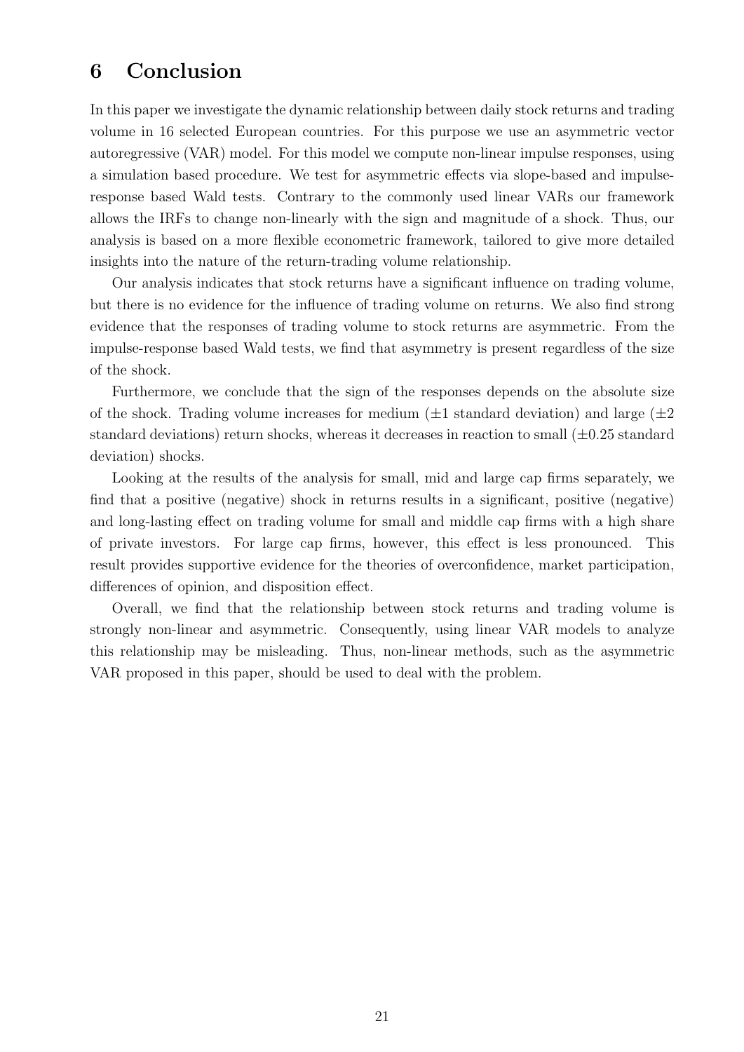# 6 Conclusion

In this paper we investigate the dynamic relationship between daily stock returns and trading volume in 16 selected European countries. For this purpose we use an asymmetric vector autoregressive (VAR) model. For this model we compute non-linear impulse responses, using a simulation based procedure. We test for asymmetric effects via slope-based and impulse-response based Wald tests. Contrary to the commonly used linear VARs our framework allows the IRFs to change non-linearly with the sign and magnitude of a shock. Thus, our analysis is based on a more flexible econometric framework, tailored to give more detailed insights into the nature of the return-trading volume relationship.

Our analysis indicates that stock returns have a significant influence on trading volume, but there is no evidence for the influence of trading volume on returns. We also find strong evidence that the responses of trading volume to stock returns are asymmetric. From the impulse-response based Wald tests, we find that asymmetry is present regardless of the size of the shock.

Furthermore, we conclude that the sign of the responses depends on the absolute size of the shock. Trading volume increases for medium ($\pm 1$ standard deviation) and large ($\pm 2$ standard deviations) return shocks, whereas it decreases in reaction to small ($\pm 0.25$ standard deviation) shocks.

Looking at the results of the analysis for small, mid and large cap firms separately, we find that a positive (negative) shock in returns results in a significant, positive (negative) and long-lasting effect on trading volume for small and middle cap firms with a high share of private investors. For large cap firms, however, this effect is less pronounced. This result provides supportive evidence for the theories of overconfidence, market participation, differences of opinion, and disposition effect.

Overall, we find that the relationship between stock returns and trading volume is strongly non-linear and asymmetric. Consequently, using linear VAR models to analyze this relationship may be misleading. Thus, non-linear methods, such as the asymmetric VAR proposed in this paper, should be used to deal with the problem.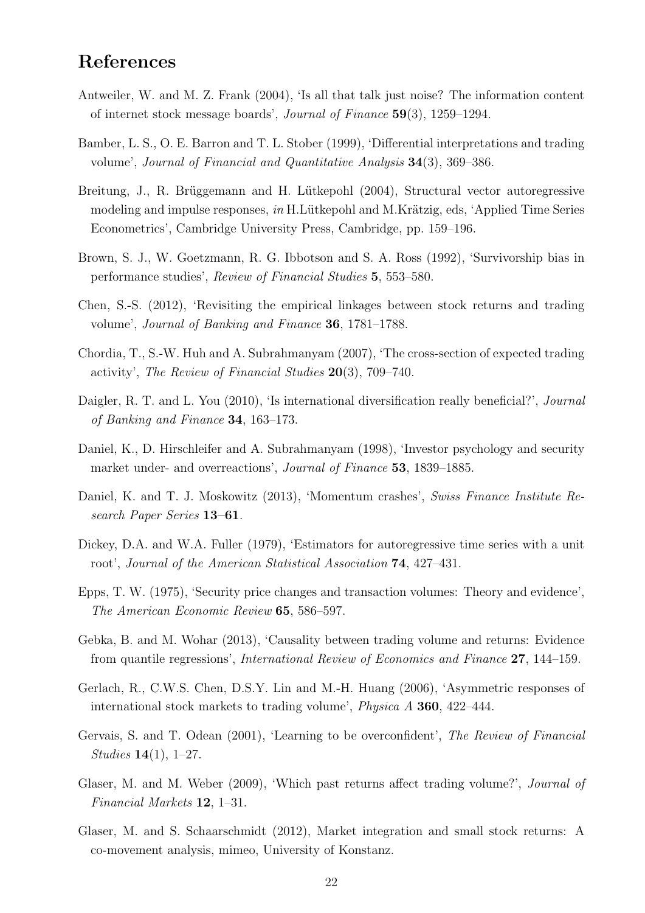## References

Antweiler, W. and M. Z. Frank (2004), 'Is all that talk just noise? The information content of internet stock message boards', *Journal of Finance* **59**(3), 1259–1294.

Bamber, L. S., O. E. Barron and T. L. Stober (1999), 'Differential interpretations and trading volume', *Journal of Financial and Quantitative Analysis* **34**(3), 369–386.

Breitung, J., R. Brüggemann and H. Lütkepohl (2004), Structural vector autoregressive modeling and impulse responses, *in* H.Lütkepohl and M.Krätzig, eds, 'Applied Time Series Econometrics', Cambridge University Press, Cambridge, pp. 159–196.

Brown, S. J., W. Goetzmann, R. G. Ibbotson and S. A. Ross (1992), 'Survivorship bias in performance studies', *Review of Financial Studies* **5**, 553–580.

Chen, S.-S. (2012), 'Revisiting the empirical linkages between stock returns and trading volume', *Journal of Banking and Finance* **36**, 1781–1788.

Chordia, T., S.-W. Huh and A. Subrahmanyam (2007), 'The cross-section of expected trading activity', *The Review of Financial Studies* **20**(3), 709–740.

Daigler, R. T. and L. You (2010), 'Is international diversification really beneficial?', *Journal of Banking and Finance* **34**, 163–173.

Daniel, K., D. Hirschleifer and A. Subrahmanyam (1998), 'Investor psychology and security market under- and overreactions', *Journal of Finance* **53**, 1839–1885.

Daniel, K. and T. J. Moskowitz (2013), 'Momentum crashes', *Swiss Finance Institute Research Paper Series* **13–61**.

Dickey, D.A. and W.A. Fuller (1979), 'Estimators for autoregressive time series with a unit root', *Journal of the American Statistical Association* **74**, 427–431.

Epps, T. W. (1975), 'Security price changes and transaction volumes: Theory and evidence', *The American Economic Review* **65**, 586–597.

Gebka, B. and M. Wohar (2013), 'Causality between trading volume and returns: Evidence from quantile regressions', *International Review of Economics and Finance* **27**, 144–159.

Gerlach, R., C.W.S. Chen, D.S.Y. Lin and M.-H. Huang (2006), 'Asymmetric responses of international stock markets to trading volume', *Physica A* **360**, 422–444.

Gervais, S. and T. Odean (2001), 'Learning to be overconfident', *The Review of Financial Studies* **14**(1), 1–27.

Glaser, M. and M. Weber (2009), 'Which past returns affect trading volume?', *Journal of Financial Markets* **12**, 1–31.

Glaser, M. and S. Schaarschmidt (2012), Market integration and small stock returns: A co-movement analysis, mimeo, University of Konstanz.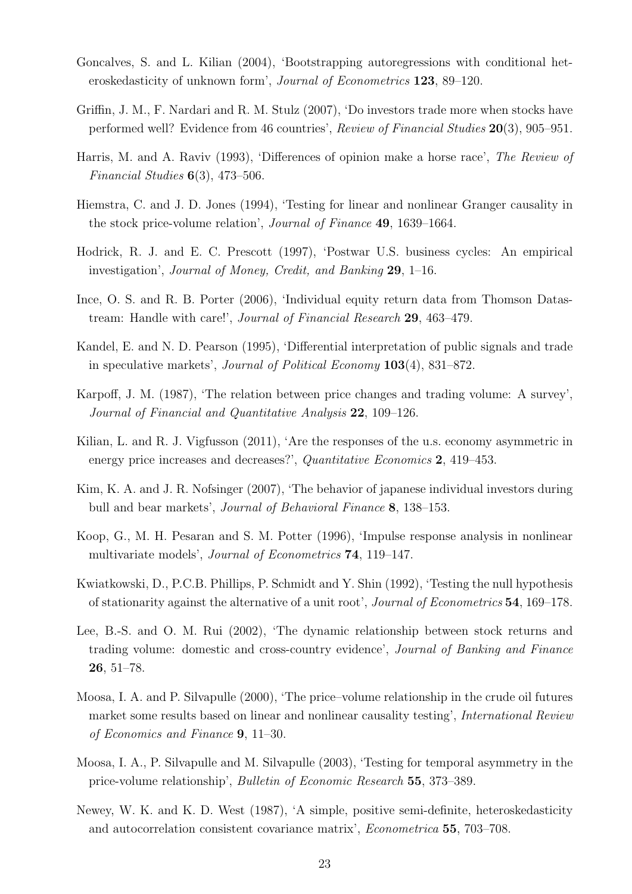Goncalves, S. and L. Kilian (2004), 'Bootstrapping autoregressions with conditional heteroskedasticity of unknown form', *Journal of Econometrics* **123**, 89–120.

Griffin, J. M., F. Nardari and R. M. Stulz (2007), 'Do investors trade more when stocks have performed well? Evidence from 46 countries', *Review of Financial Studies* **20**(3), 905–951.

Harris, M. and A. Raviv (1993), 'Differences of opinion make a horse race', *The Review of Financial Studies* **6**(3), 473–506.

Hiemstra, C. and J. D. Jones (1994), 'Testing for linear and nonlinear Granger causality in the stock price-volume relation', *Journal of Finance* **49**, 1639–1664.

Hodrick, R. J. and E. C. Prescott (1997), 'Postwar U.S. business cycles: An empirical investigation', *Journal of Money, Credit, and Banking* **29**, 1–16.

Ince, O. S. and R. B. Porter (2006), 'Individual equity return data from Thomson Datastream: Handle with care!', *Journal of Financial Research* **29**, 463–479.

Kandel, E. and N. D. Pearson (1995), 'Differential interpretation of public signals and trade in speculative markets', *Journal of Political Economy* **103**(4), 831–872.

Karpoff, J. M. (1987), 'The relation between price changes and trading volume: A survey', *Journal of Financial and Quantitative Analysis* **22**, 109–126.

Kilian, L. and R. J. Vigfusson (2011), 'Are the responses of the u.s. economy asymmetric in energy price increases and decreases?', *Quantitative Economics* **2**, 419–453.

Kim, K. A. and J. R. Nofsinger (2007), 'The behavior of japanese individual investors during bull and bear markets', *Journal of Behavioral Finance* **8**, 138–153.

Koop, G., M. H. Pesaran and S. M. Potter (1996), 'Impulse response analysis in nonlinear multivariate models', *Journal of Econometrics* **74**, 119–147.

Kwiatkowski, D., P.C.B. Phillips, P. Schmidt and Y. Shin (1992), 'Testing the null hypothesis of stationarity against the alternative of a unit root', *Journal of Econometrics* **54**, 169–178.

Lee, B.-S. and O. M. Rui (2002), 'The dynamic relationship between stock returns and trading volume: domestic and cross-country evidence', *Journal of Banking and Finance* **26**, 51–78.

Moosa, I. A. and P. Silvapulle (2000), 'The price–volume relationship in the crude oil futures market some results based on linear and nonlinear causality testing', *International Review of Economics and Finance* **9**, 11–30.

Moosa, I. A., P. Silvapulle and M. Silvapulle (2003), 'Testing for temporal asymmetry in the price-volume relationship', *Bulletin of Economic Research* **55**, 373–389.

Newey, W. K. and K. D. West (1987), 'A simple, positive semi-definite, heteroskedasticity and autocorrelation consistent covariance matrix', *Econometrica* **55**, 703–708.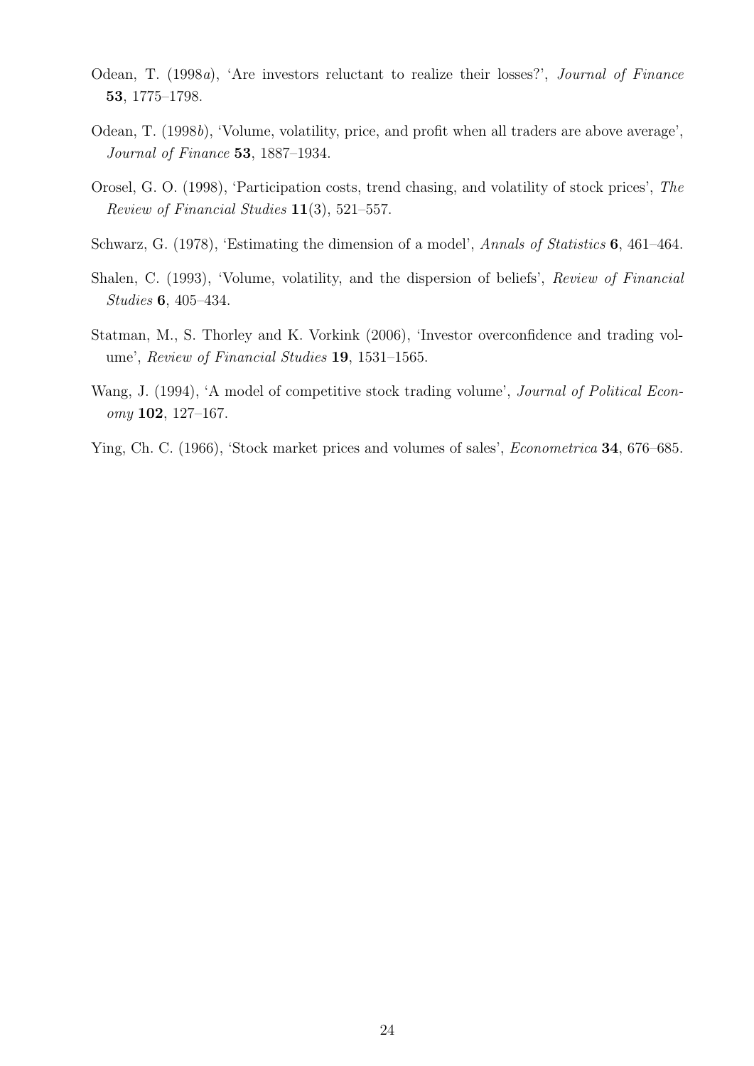Odean, T. (1998*a*), 'Are investors reluctant to realize their losses?', *Journal of Finance* **53**, 1775–1798.

Odean, T. (1998*b*), 'Volume, volatility, price, and profit when all traders are above average', *Journal of Finance* **53**, 1887–1934.

Orosel, G. O. (1998), 'Participation costs, trend chasing, and volatility of stock prices', *The Review of Financial Studies* **11**(3), 521–557.

Schwarz, G. (1978), 'Estimating the dimension of a model', *Annals of Statistics* **6**, 461–464.

Shalen, C. (1993), 'Volume, volatility, and the dispersion of beliefs', *Review of Financial Studies* **6**, 405–434.

Statman, M., S. Thorley and K. Vorkink (2006), 'Investor overconfidence and trading volume', *Review of Financial Studies* **19**, 1531–1565.

Wang, J. (1994), 'A model of competitive stock trading volume', *Journal of Political Economy* **102**, 127–167.

Ying, Ch. C. (1966), 'Stock market prices and volumes of sales', *Econometrica* **34**, 676–685.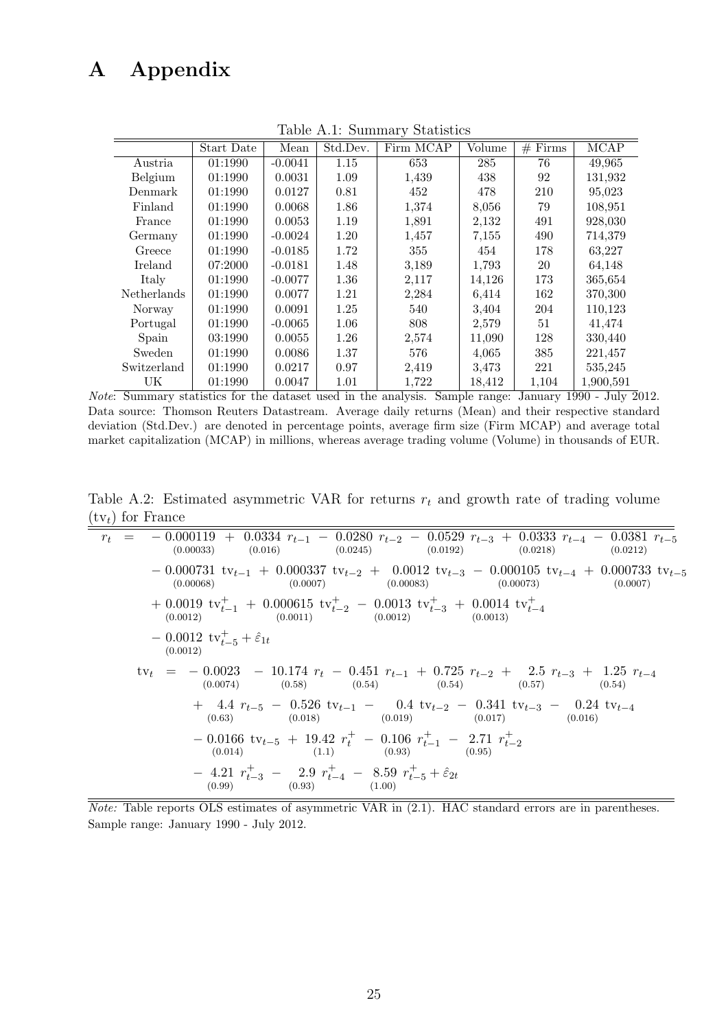# A Appendix

Table A.1: Summary Statistics

| | Start Date | Mean | Std.Dev. | Firm MCAP | Volume | # Firms | MCAP |
|---|---|---|---|---|---|---|---|
| Austria | 01:1990 | -0.0041 | 1.15 | 653 | 285 | 76 | 49,965 |
| Belgium | 01:1990 | 0.0031 | 1.09 | 1,439 | 438 | 92 | 131,932 |
| Denmark | 01:1990 | 0.0127 | 0.81 | 452 | 478 | 210 | 95,023 |
| Finland | 01:1990 | 0.0068 | 1.86 | 1,374 | 8,056 | 79 | 108,951 |
| France | 01:1990 | 0.0053 | 1.19 | 1,891 | 2,132 | 491 | 928,030 |
| Germany | 01:1990 | -0.0024 | 1.20 | 1,457 | 7,155 | 490 | 714,379 |
| Greece | 01:1990 | -0.0185 | 1.72 | 355 | 454 | 178 | 63,227 |
| Ireland | 07:2000 | -0.0181 | 1.48 | 3,189 | 1,793 | 20 | 64,148 |
| Italy | 01:1990 | -0.0077 | 1.36 | 2,117 | 14,126 | 173 | 365,654 |
| Netherlands | 01:1990 | 0.0077 | 1.21 | 2,284 | 6,414 | 162 | 370,300 |
| Norway | 01:1990 | 0.0091 | 1.25 | 540 | 3,404 | 204 | 110,123 |
| Portugal | 01:1990 | -0.0065 | 1.06 | 808 | 2,579 | 51 | 41,474 |
| Spain | 03:1990 | 0.0055 | 1.26 | 2,574 | 11,090 | 128 | 330,440 |
| Sweden | 01:1990 | 0.0086 | 1.37 | 576 | 4,065 | 385 | 221,457 |
| Switzerland | 01:1990 | 0.0217 | 0.97 | 2,419 | 3,473 | 221 | 535,245 |
| UK | 01:1990 | 0.0047 | 1.01 | 1,722 | 18,412 | 1,104 | 1,900,591 |

*Note*: Summary statistics for the dataset used in the analysis. Sample range: January 1990 - July 2012. Data source: Thomson Reuters Datastream. Average daily returns (Mean) and their respective standard deviation (Std.Dev.) are denoted in percentage points, average firm size (Firm MCAP) and average total market capitalization (MCAP) in millions, whereas average trading volume (Volume) in thousands of EUR.

Table A.2: Estimated asymmetric VAR for returns $r_t$ and growth rate of trading volume ($\text{tv}_t$) for France

$$
\begin{aligned}
r_t \;=\; & -\underset{(0.00033)}{0.000119} + \underset{(0.016)}{0.0334}\, r_{t-1} - \underset{(0.0245)}{0.0280}\, r_{t-2} - \underset{(0.0192)}{0.0529}\, r_{t-3} + \underset{(0.0218)}{0.0333}\, r_{t-4} - \underset{(0.0212)}{0.0381}\, r_{t-5} \\
& - \underset{(0.00068)}{0.000731}\, \text{tv}_{t-1} + \underset{(0.0007)}{0.000337}\, \text{tv}_{t-2} + \underset{(0.00083)}{0.0012}\, \text{tv}_{t-3} - \underset{(0.00073)}{0.000105}\, \text{tv}_{t-4} + \underset{(0.0007)}{0.000733}\, \text{tv}_{t-5} \\
& + \underset{(0.0012)}{0.0019}\, \text{tv}^+_{t-1} + \underset{(0.0011)}{0.000615}\, \text{tv}^+_{t-2} - \underset{(0.0012)}{0.0013}\, \text{tv}^+_{t-3} + \underset{(0.0013)}{0.0014}\, \text{tv}^+_{t-4} \\
& - \underset{(0.0012)}{0.0012}\, \text{tv}^+_{t-5} + \hat{\varepsilon}_{1t} \\
\text{tv}_t \;=\; & -\underset{(0.0074)}{0.0023} - \underset{(0.58)}{10.174}\, r_t - \underset{(0.54)}{0.451}\, r_{t-1} + \underset{(0.54)}{0.725}\, r_{t-2} + \underset{(0.57)}{2.5}\, r_{t-3} + \underset{(0.54)}{1.25}\, r_{t-4} \\
& + \underset{(0.63)}{4.4}\, r_{t-5} - \underset{(0.018)}{0.526}\, \text{tv}_{t-1} - \underset{(0.019)}{0.4}\, \text{tv}_{t-2} - \underset{(0.017)}{0.341}\, \text{tv}_{t-3} - \underset{(0.016)}{0.24}\, \text{tv}_{t-4} \\
& - \underset{(0.014)}{0.0166}\, \text{tv}_{t-5} + \underset{(1.1)}{19.42}\, r^+_t - \underset{(0.93)}{0.106}\, r^+_{t-1} - \underset{(0.95)}{2.71}\, r^+_{t-2} \\
& - \underset{(0.99)}{4.21}\, r^+_{t-3} - \underset{(0.93)}{2.9}\, r^+_{t-4} - \underset{(1.00)}{8.59}\, r^+_{t-5} + \hat{\varepsilon}_{2t}
\end{aligned}
$$

*Note:* Table reports OLS estimates of asymmetric VAR in (2.1). HAC standard errors are in parentheses. Sample range: January 1990 - July 2012.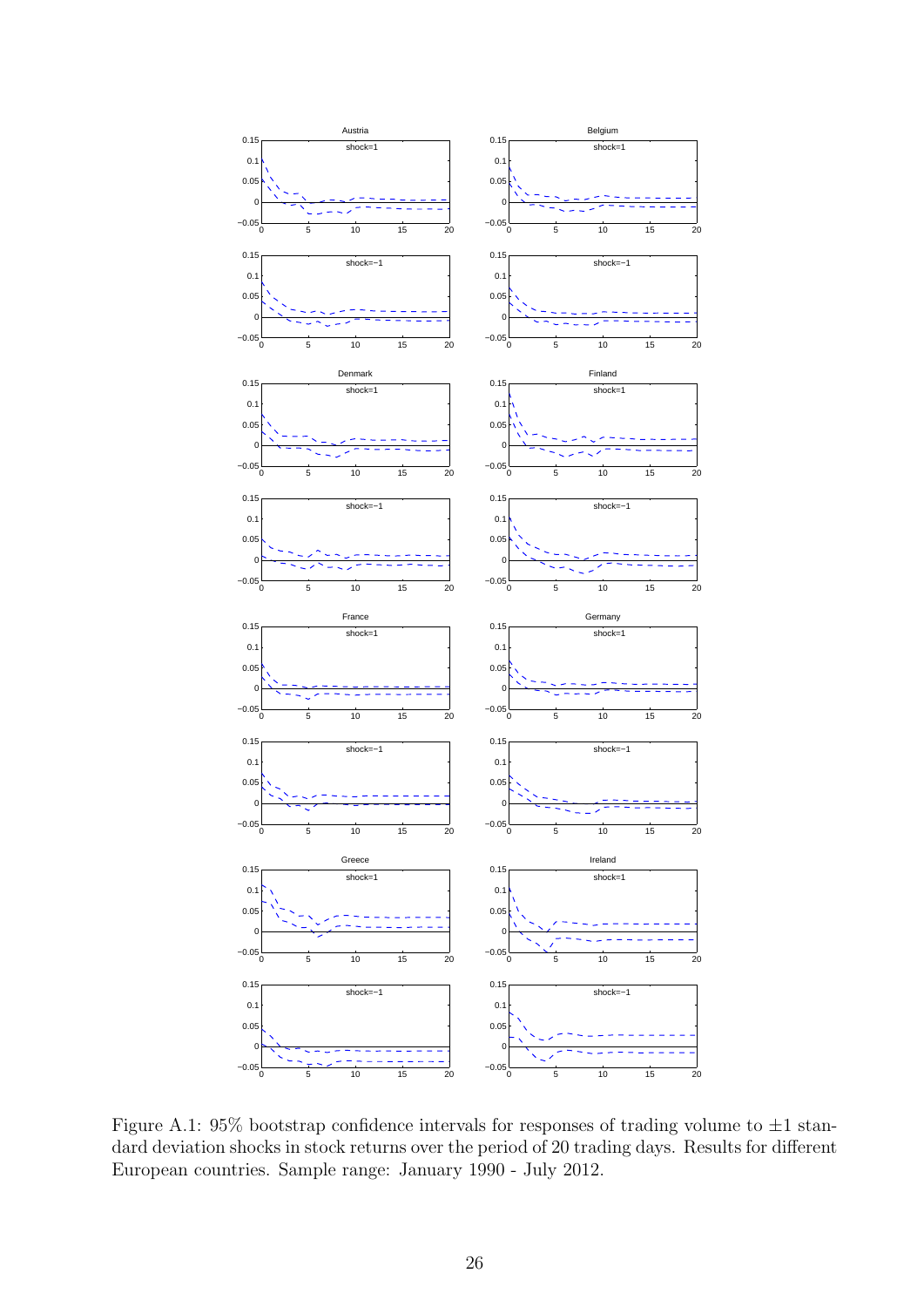Figure A.1: 95% bootstrap confidence intervals for responses of trading volume to $\pm 1$ standard deviation shocks in stock returns over the period of 20 trading days. Results for different European countries. Sample range: January 1990 - July 2012.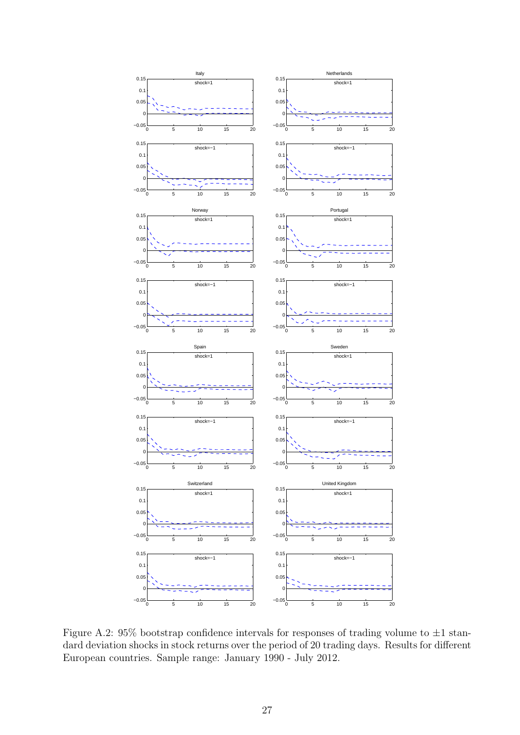Figure A.2: 95% bootstrap confidence intervals for responses of trading volume to $\pm 1$ standard deviation shocks in stock returns over the period of 20 trading days. Results for different European countries. Sample range: January 1990 - July 2012.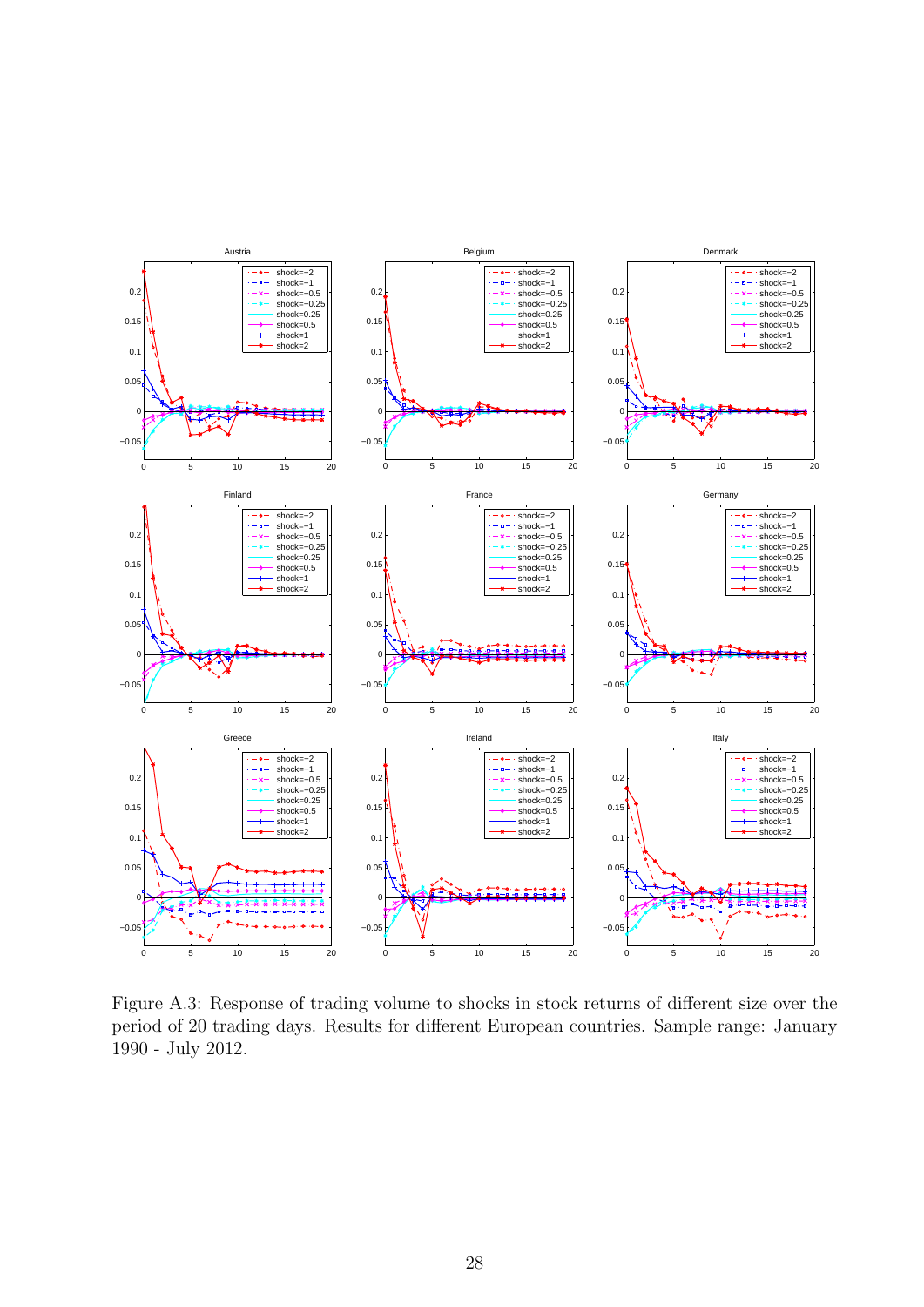Figure A.3: Response of trading volume to shocks in stock returns of different size over the period of 20 trading days. Results for different European countries. Sample range: January 1990 - July 2012.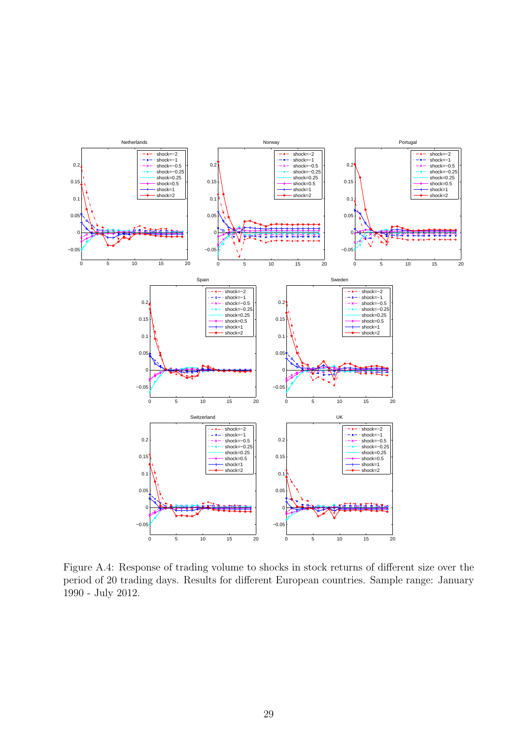Figure A.4: Response of trading volume to shocks in stock returns of different size over the period of 20 trading days. Results for different European countries. Sample range: January 1990 - July 2012.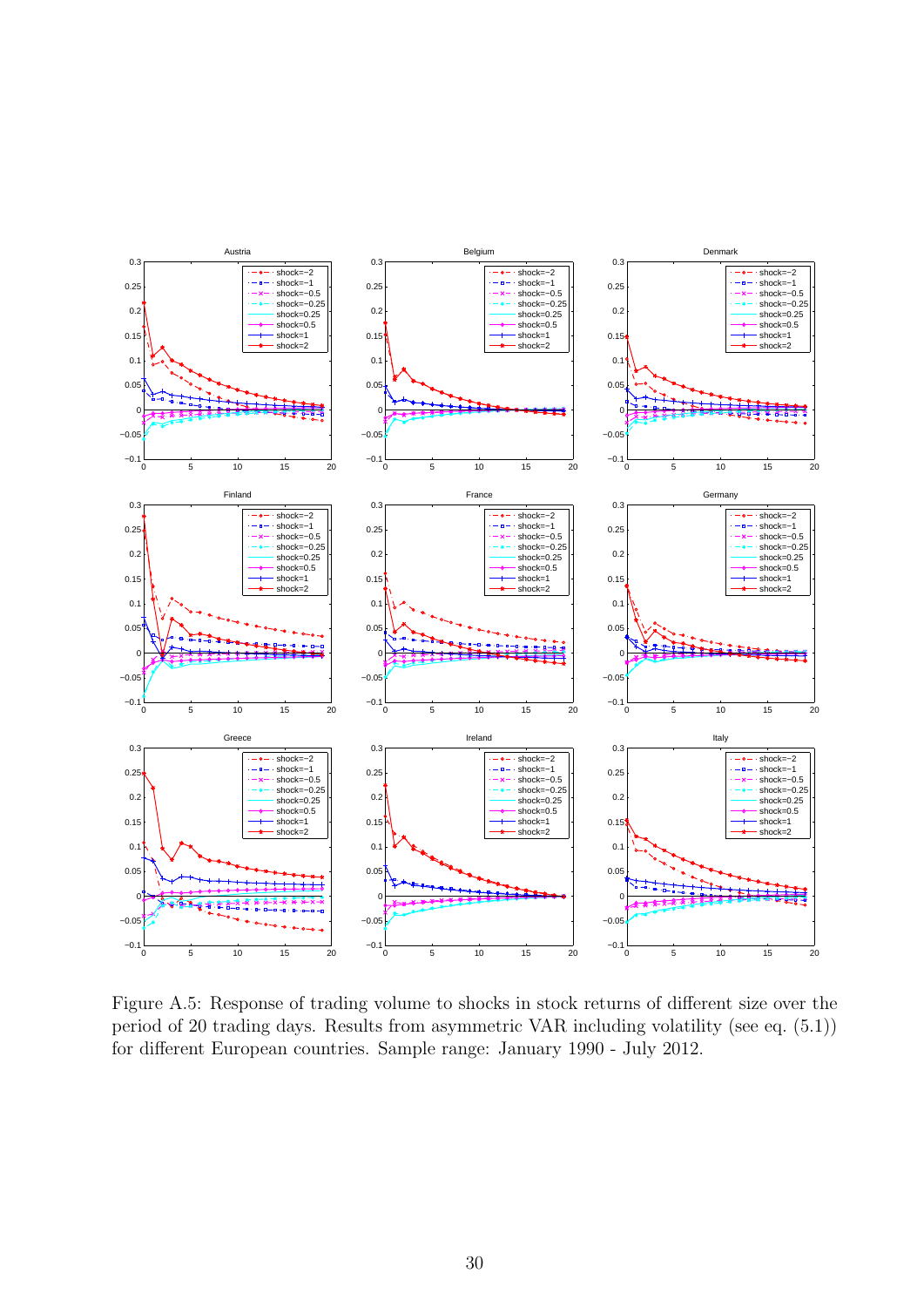Figure A.5: Response of trading volume to shocks in stock returns of different size over the period of 20 trading days. Results from asymmetric VAR including volatility (see eq. (5.1)) for different European countries. Sample range: January 1990 - July 2012.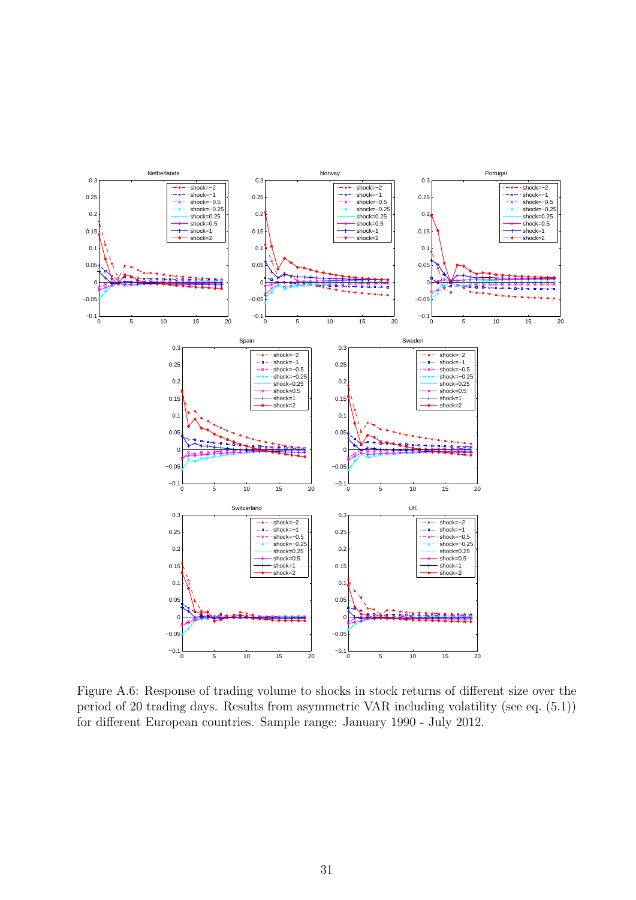Figure A.6: Response of trading volume to shocks in stock returns of different size over the period of 20 trading days. Results from asymmetric VAR including volatility (see eq. (5.1)) for different European countries. Sample range: January 1990 - July 2012.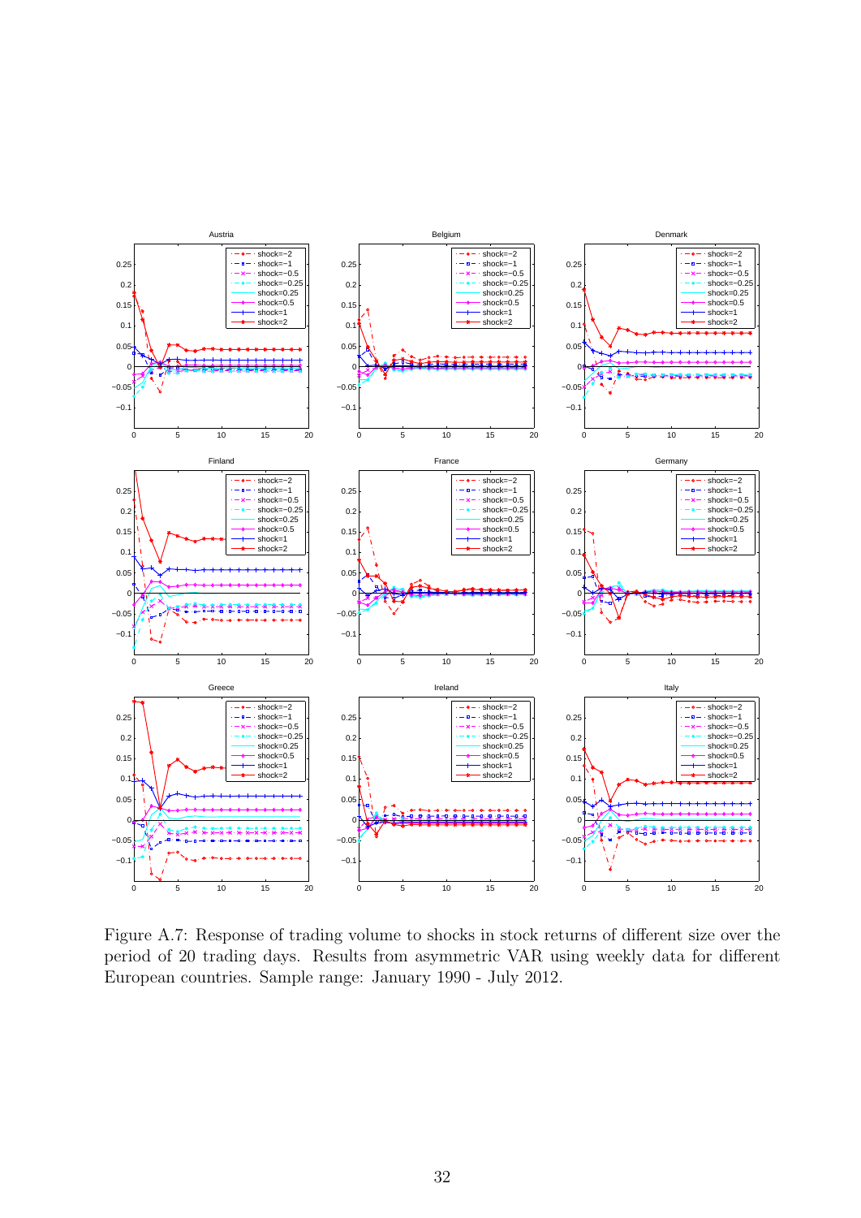Figure A.7: Response of trading volume to shocks in stock returns of different size over the period of 20 trading days. Results from asymmetric VAR using weekly data for different European countries. Sample range: January 1990 - July 2012.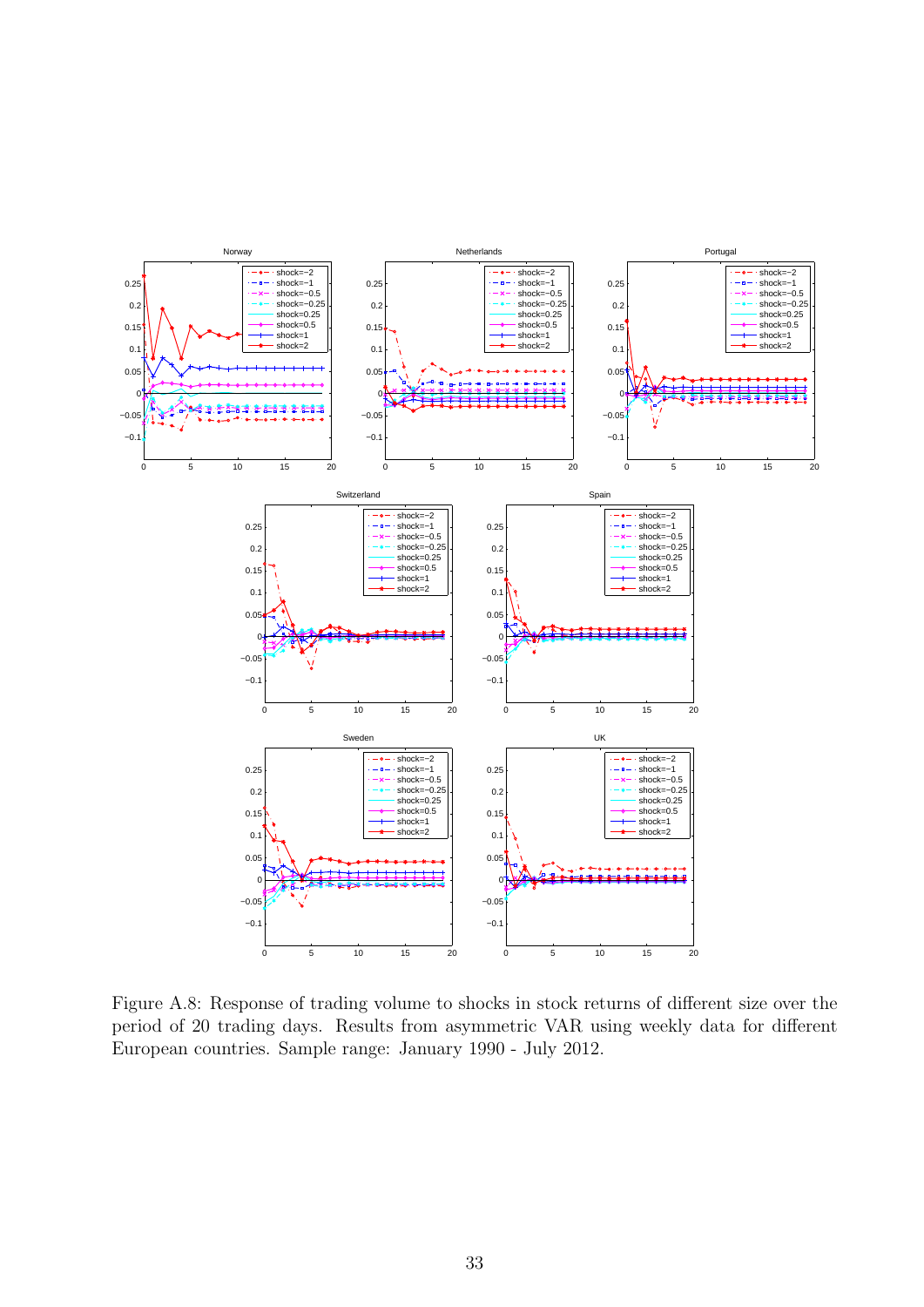Figure A.8: Response of trading volume to shocks in stock returns of different size over the period of 20 trading days. Results from asymmetric VAR using weekly data for different European countries. Sample range: January 1990 - July 2012.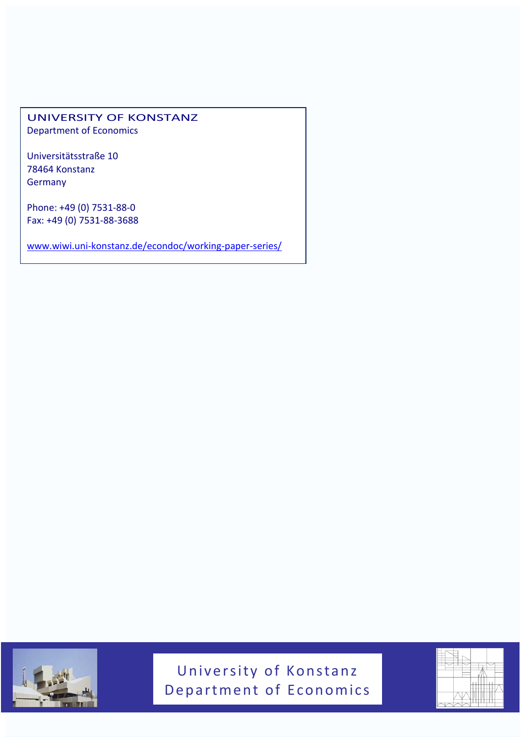UNIVERSITY OF KONSTANZ
Department of Economics

Universitätsstraße 10
78464 Konstanz
Germany

Phone: +49 (0) 7531-88-0
Fax: +49 (0) 7531-88-3688

www.wiwi.uni-konstanz.de/econdoc/working-paper-series/

University of Konstanz
Department of Economics